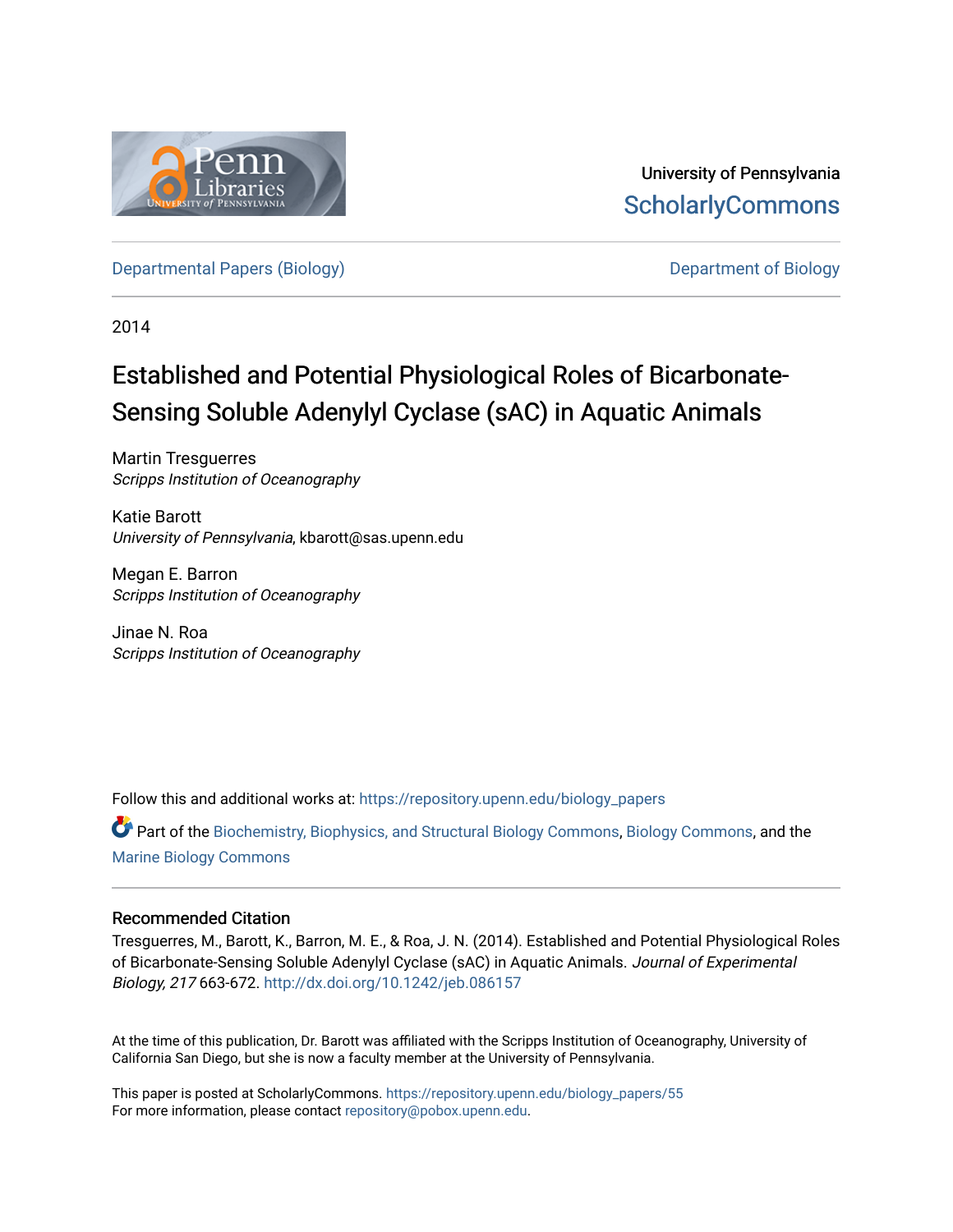University of Pennsylvania
ScholarlyCommons

Departmental Papers (Biology) | Department of Biology

2014

# Established and Potential Physiological Roles of Bicarbonate-Sensing Soluble Adenylyl Cyclase (sAC) in Aquatic Animals

Martin Tresguerres
*Scripps Institution of Oceanography*

Katie Barott
*University of Pennsylvania*, kbarott@sas.upenn.edu

Megan E. Barron
*Scripps Institution of Oceanography*

Jinae N. Roa
*Scripps Institution of Oceanography*

Follow this and additional works at: https://repository.upenn.edu/biology_papers

Part of the Biochemistry, Biophysics, and Structural Biology Commons, Biology Commons, and the Marine Biology Commons

## Recommended Citation

Tresguerres, M., Barott, K., Barron, M. E., & Roa, J. N. (2014). Established and Potential Physiological Roles of Bicarbonate-Sensing Soluble Adenylyl Cyclase (sAC) in Aquatic Animals. *Journal of Experimental Biology, 217* 663-672. http://dx.doi.org/10.1242/jeb.086157

At the time of this publication, Dr. Barott was affiliated with the Scripps Institution of Oceanography, University of California San Diego, but she is now a faculty member at the University of Pennsylvania.

This paper is posted at ScholarlyCommons. https://repository.upenn.edu/biology_papers/55
For more information, please contact repository@pobox.upenn.edu.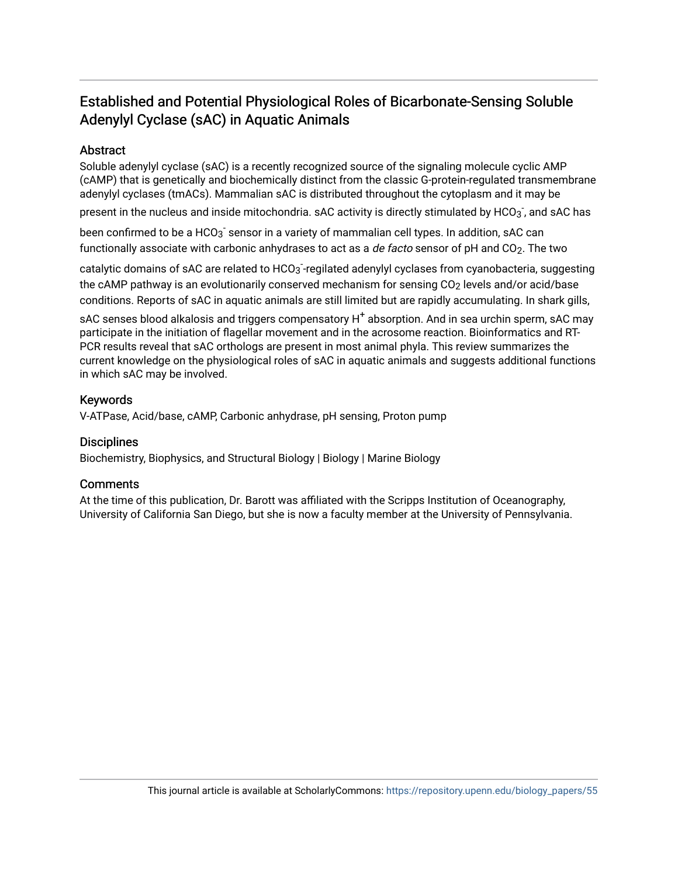# Established and Potential Physiological Roles of Bicarbonate-Sensing Soluble Adenylyl Cyclase (sAC) in Aquatic Animals

## Abstract

Soluble adenylyl cyclase (sAC) is a recently recognized source of the signaling molecule cyclic AMP (cAMP) that is genetically and biochemically distinct from the classic G-protein-regulated transmembrane adenylyl cyclases (tmACs). Mammalian sAC is distributed throughout the cytoplasm and it may be present in the nucleus and inside mitochondria. sAC activity is directly stimulated by $HCO_3^-$, and sAC has been confirmed to be a $HCO_3^-$ sensor in a variety of mammalian cell types. In addition, sAC can functionally associate with carbonic anhydrases to act as a *de facto* sensor of pH and $CO_2$. The two catalytic domains of sAC are related to $HCO_3^-$-regilated adenylyl cyclases from cyanobacteria, suggesting the cAMP pathway is an evolutionarily conserved mechanism for sensing $CO_2$ levels and/or acid/base conditions. Reports of sAC in aquatic animals are still limited but are rapidly accumulating. In shark gills, sAC senses blood alkalosis and triggers compensatory $H^+$ absorption. And in sea urchin sperm, sAC may participate in the initiation of flagellar movement and in the acrosome reaction. Bioinformatics and RT-PCR results reveal that sAC orthologs are present in most animal phyla. This review summarizes the current knowledge on the physiological roles of sAC in aquatic animals and suggests additional functions in which sAC may be involved.

## Keywords

V-ATPase, Acid/base, cAMP, Carbonic anhydrase, pH sensing, Proton pump

## Disciplines

Biochemistry, Biophysics, and Structural Biology | Biology | Marine Biology

## Comments

At the time of this publication, Dr. Barott was affiliated with the Scripps Institution of Oceanography, University of California San Diego, but she is now a faculty member at the University of Pennsylvania.

This journal article is available at ScholarlyCommons: https://repository.upenn.edu/biology_papers/55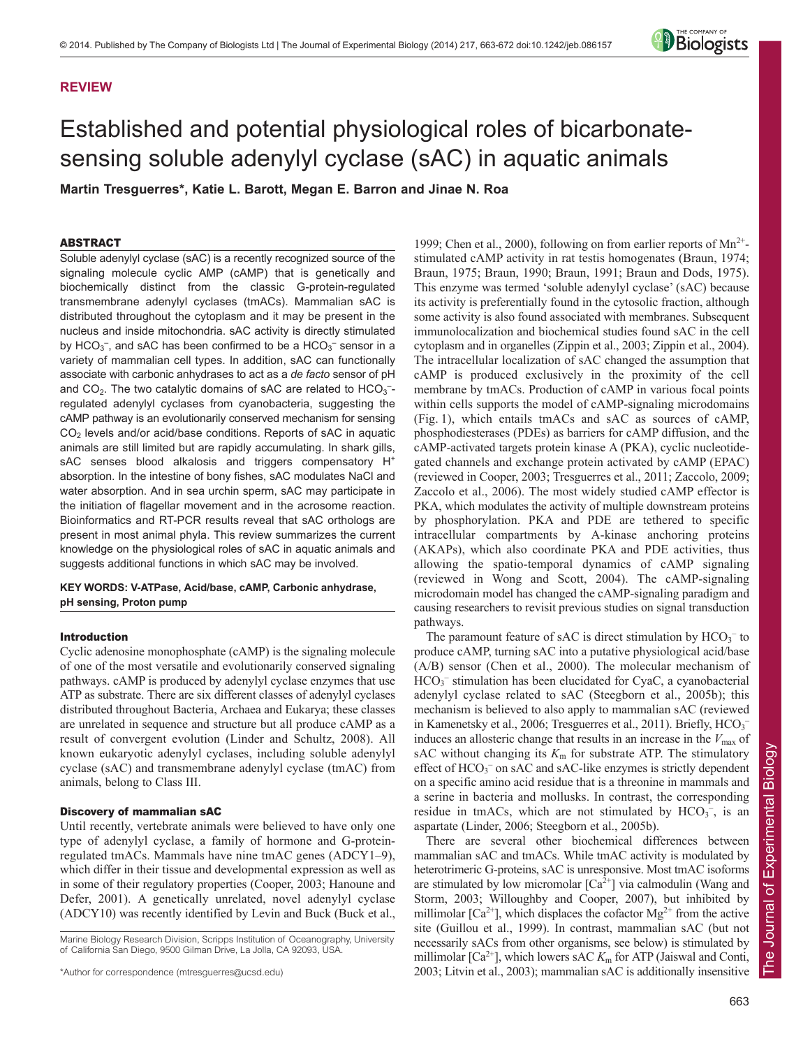# REVIEW

# Established and potential physiological roles of bicarbonate-sensing soluble adenylyl cyclase (sAC) in aquatic animals

**Martin Tresguerres\*, Katie L. Barott, Megan E. Barron and Jinae N. Roa**

## ABSTRACT

Soluble adenylyl cyclase (sAC) is a recently recognized source of the signaling molecule cyclic AMP (cAMP) that is genetically and biochemically distinct from the classic G-protein-regulated transmembrane adenylyl cyclases (tmACs). Mammalian sAC is distributed throughout the cytoplasm and it may be present in the nucleus and inside mitochondria. sAC activity is directly stimulated by $HCO_3^-$, and sAC has been confirmed to be a $HCO_3^-$ sensor in a variety of mammalian cell types. In addition, sAC can functionally associate with carbonic anhydrases to act as a *de facto* sensor of pH and $CO_2$. The two catalytic domains of sAC are related to $HCO_3^-$-regulated adenylyl cyclases from cyanobacteria, suggesting the cAMP pathway is an evolutionarily conserved mechanism for sensing $CO_2$ levels and/or acid/base conditions. Reports of sAC in aquatic animals are still limited but are rapidly accumulating. In shark gills, sAC senses blood alkalosis and triggers compensatory $H^+$ absorption. In the intestine of bony fishes, sAC modulates NaCl and water absorption. And in sea urchin sperm, sAC may participate in the initiation of flagellar movement and in the acrosome reaction. Bioinformatics and RT-PCR results reveal that sAC orthologs are present in most animal phyla. This review summarizes the current knowledge on the physiological roles of sAC in aquatic animals and suggests additional functions in which sAC may be involved.

**KEY WORDS: V-ATPase, Acid/base, cAMP, Carbonic anhydrase, pH sensing, Proton pump**

### Introduction

Cyclic adenosine monophosphate (cAMP) is the signaling molecule of one of the most versatile and evolutionarily conserved signaling pathways. cAMP is produced by adenylyl cyclase enzymes that use ATP as substrate. There are six different classes of adenylyl cyclases distributed throughout Bacteria, Archaea and Eukarya; these classes are unrelated in sequence and structure but all produce cAMP as a result of convergent evolution (Linder and Schultz, 2008). All known eukaryotic adenylyl cyclases, including soluble adenylyl cyclase (sAC) and transmembrane adenylyl cyclase (tmAC) from animals, belong to Class III.

### Discovery of mammalian sAC

Until recently, vertebrate animals were believed to have only one type of adenylyl cyclase, a family of hormone and G-protein-regulated tmACs. Mammals have nine tmAC genes (ADCY1–9), which differ in their tissue and developmental expression as well as in some of their regulatory properties (Cooper, 2003; Hanoune and Defer, 2001). A genetically unrelated, novel adenylyl cyclase (ADCY10) was recently identified by Levin and Buck (Buck et al., 1999; Chen et al., 2000), following on from earlier reports of $Mn^{2+}$-stimulated cAMP activity in rat testis homogenates (Braun, 1974; Braun, 1975; Braun, 1990; Braun, 1991; Braun and Dods, 1975). This enzyme was termed 'soluble adenylyl cyclase' (sAC) because its activity is preferentially found in the cytosolic fraction, although some activity is also found associated with membranes. Subsequent immunolocalization and biochemical studies found sAC in the cell cytoplasm and in organelles (Zippin et al., 2003; Zippin et al., 2004). The intracellular localization of sAC changed the assumption that cAMP is produced exclusively in the proximity of the cell membrane by tmACs. Production of cAMP in various focal points within cells supports the model of cAMP-signaling microdomains (Fig. 1), which entails tmACs and sAC as sources of cAMP, phosphodiesterases (PDEs) as barriers for cAMP diffusion, and the cAMP-activated targets protein kinase A (PKA), cyclic nucleotide-gated channels and exchange protein activated by cAMP (EPAC) (reviewed in Cooper, 2003; Tresguerres et al., 2011; Zaccolo, 2009; Zaccolo et al., 2006). The most widely studied cAMP effector is PKA, which modulates the activity of multiple downstream proteins by phosphorylation. PKA and PDE are tethered to specific intracellular compartments by A-kinase anchoring proteins (AKAPs), which also coordinate PKA and PDE activities, thus allowing the spatio-temporal dynamics of cAMP signaling (reviewed in Wong and Scott, 2004). The cAMP-signaling microdomain model has changed the cAMP-signaling paradigm and causing researchers to revisit previous studies on signal transduction pathways.

The paramount feature of sAC is direct stimulation by $HCO_3^-$ to produce cAMP, turning sAC into a putative physiological acid/base (A/B) sensor (Chen et al., 2000). The molecular mechanism of $HCO_3^-$ stimulation has been elucidated for CyaC, a cyanobacterial adenylyl cyclase related to sAC (Steegborn et al., 2005b); this mechanism is believed to also apply to mammalian sAC (reviewed in Kamenetsky et al., 2006; Tresguerres et al., 2011). Briefly, $HCO_3^-$ induces an allosteric change that results in an increase in the $V_{max}$ of sAC without changing its $K_m$ for substrate ATP. The stimulatory effect of $HCO_3^-$ on sAC and sAC-like enzymes is strictly dependent on a specific amino acid residue that is a threonine in mammals and a serine in bacteria and mollusks. In contrast, the corresponding residue in tmACs, which are not stimulated by $HCO_3^-$, is an aspartate (Linder, 2006; Steegborn et al., 2005b).

There are several other biochemical differences between mammalian sAC and tmACs. While tmAC activity is modulated by heterotrimeric G-proteins, sAC is unresponsive. Most tmAC isoforms are stimulated by low micromolar [$Ca^{2+}$] via calmodulin (Wang and Storm, 2003; Willoughby and Cooper, 2007), but inhibited by millimolar [$Ca^{2+}$], which displaces the cofactor $Mg^{2+}$ from the active site (Guillou et al., 1999). In contrast, mammalian sAC (but not necessarily sACs from other organisms, see below) is stimulated by millimolar [$Ca^{2+}$], which lowers sAC $K_m$ for ATP (Jaiswal and Conti, 2003; Litvin et al., 2003); mammalian sAC is additionally insensitive

Marine Biology Research Division, Scripps Institution of Oceanography, University of California San Diego, 9500 Gilman Drive, La Jolla, CA 92093, USA.

\*Author for correspondence (mtresguerres@ucsd.edu)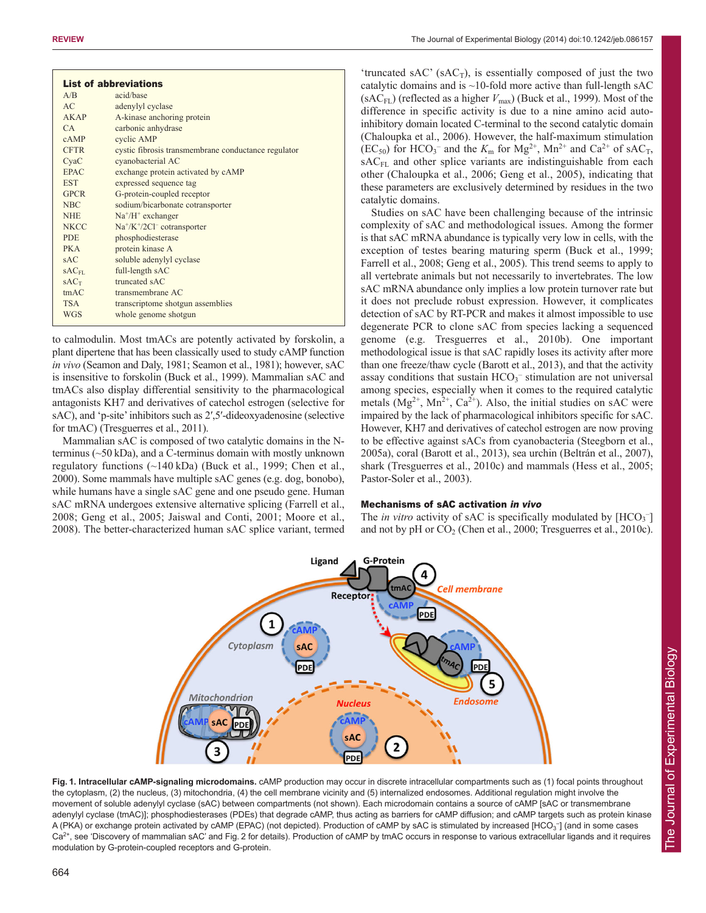**List of abbreviations**

| | |
|---|---|
| A/B | acid/base |
| AC | adenylyl cyclase |
| AKAP | A-kinase anchoring protein |
| CA | carbonic anhydrase |
| cAMP | cyclic AMP |
| CFTR | cystic fibrosis transmembrane conductance regulator |
| CyaC | cyanobacterial AC |
| EPAC | exchange protein activated by cAMP |
| EST | expressed sequence tag |
| GPCR | G-protein-coupled receptor |
| NBC | sodium/bicarbonate cotransporter |
| NHE | $Na^+/H^+$ exchanger |
| NKCC | $Na^+/K^+/2Cl^-$ cotransporter |
| PDE | phosphodiesterase |
| PKA | protein kinase A |
| sAC | soluble adenylyl cyclase |
| $sAC_{FL}$ | full-length sAC |
| $sAC_T$ | truncated sAC |
| tmAC | transmembrane AC |
| TSA | transcriptome shotgun assemblies |
| WGS | whole genome shotgun |

to calmodulin. Most tmACs are potently activated by forskolin, a plant dipertene that has been classically used to study cAMP function *in vivo* (Seamon and Daly, 1981; Seamon et al., 1981); however, sAC is insensitive to forskolin (Buck et al., 1999). Mammalian sAC and tmACs also display differential sensitivity to the pharmacological antagonists KH7 and derivatives of catechol estrogen (selective for sAC), and 'p-site' inhibitors such as 2′,5′-dideoxyadenosine (selective for tmAC) (Tresguerres et al., 2011).

Mammalian sAC is composed of two catalytic domains in the N-terminus (~50 kDa), and a C-terminus domain with mostly unknown regulatory functions (~140 kDa) (Buck et al., 1999; Chen et al., 2000). Some mammals have multiple sAC genes (e.g. dog, bonobo), while humans have a single sAC gene and one pseudo gene. Human sAC mRNA undergoes extensive alternative splicing (Farrell et al., 2008; Geng et al., 2005; Jaiswal and Conti, 2001; Moore et al., 2008). The better-characterized human sAC splice variant, termed 'truncated sAC' ($sAC_T$), is essentially composed of just the two catalytic domains and is ~10-fold more active than full-length sAC ($sAC_{FL}$) (reflected as a higher $V_{max}$) (Buck et al., 1999). Most of the difference in specific activity is due to a nine amino acid auto-inhibitory domain located C-terminal to the second catalytic domain (Chaloupka et al., 2006). However, the half-maximum stimulation ($EC_{50}$) for $HCO_3^-$ and the $K_m$ for $Mg^{2+}$, $Mn^{2+}$ and $Ca^{2+}$ of $sAC_T$, $sAC_{FL}$ and other splice variants are indistinguishable from each other (Chaloupka et al., 2006; Geng et al., 2005), indicating that these parameters are exclusively determined by residues in the two catalytic domains.

Studies on sAC have been challenging because of the intrinsic complexity of sAC and methodological issues. Among the former is that sAC mRNA abundance is typically very low in cells, with the exception of testes bearing maturing sperm (Buck et al., 1999; Farrell et al., 2008; Geng et al., 2005). This trend seems to apply to all vertebrate animals but not necessarily to invertebrates. The low sAC mRNA abundance only implies a low protein turnover rate but it does not preclude robust expression. However, it complicates detection of sAC by RT-PCR and makes it almost impossible to use degenerate PCR to clone sAC from species lacking a sequenced genome (e.g. Tresguerres et al., 2010b). One important methodological issue is that sAC rapidly loses its activity after more than one freeze/thaw cycle (Barott et al., 2013), and that the activity assay conditions that sustain $HCO_3^-$ stimulation are not universal among species, especially when it comes to the required catalytic metals ($Mg^{2+}$, $Mn^{2+}$, $Ca^{2+}$). Also, the initial studies on sAC were impaired by the lack of pharmacological inhibitors specific for sAC. However, KH7 and derivatives of catechol estrogen are now proving to be effective against sACs from cyanobacteria (Steegborn et al., 2005a), coral (Barott et al., 2013), sea urchin (Beltrán et al., 2007), shark (Tresguerres et al., 2010c) and mammals (Hess et al., 2005; Pastor-Soler et al., 2003).

### Mechanisms of sAC activation *in vivo*

The *in vitro* activity of sAC is specifically modulated by $[HCO_3^-]$ and not by pH or $CO_2$ (Chen et al., 2000; Tresguerres et al., 2010c).

**Fig. 1. Intracellular cAMP-signaling microdomains.** cAMP production may occur in discrete intracellular compartments such as (1) focal points throughout the cytoplasm, (2) the nucleus, (3) mitochondria, (4) the cell membrane vicinity and (5) internalized endosomes. Additional regulation might involve the movement of soluble adenylyl cyclase (sAC) between compartments (not shown). Each microdomain contains a source of cAMP [sAC or transmembrane adenylyl cyclase (tmAC)]; phosphodiesterases (PDEs) that degrade cAMP, thus acting as barriers for cAMP diffusion; and cAMP targets such as protein kinase A (PKA) or exchange protein activated by cAMP (EPAC) (not depicted). Production of cAMP by sAC is stimulated by increased $[HCO_3^-]$ (and in some cases $Ca^{2+}$, see 'Discovery of mammalian sAC' and Fig. 2 for details). Production of cAMP by tmAC occurs in response to various extracellular ligands and it requires modulation by G-protein-coupled receptors and G-protein.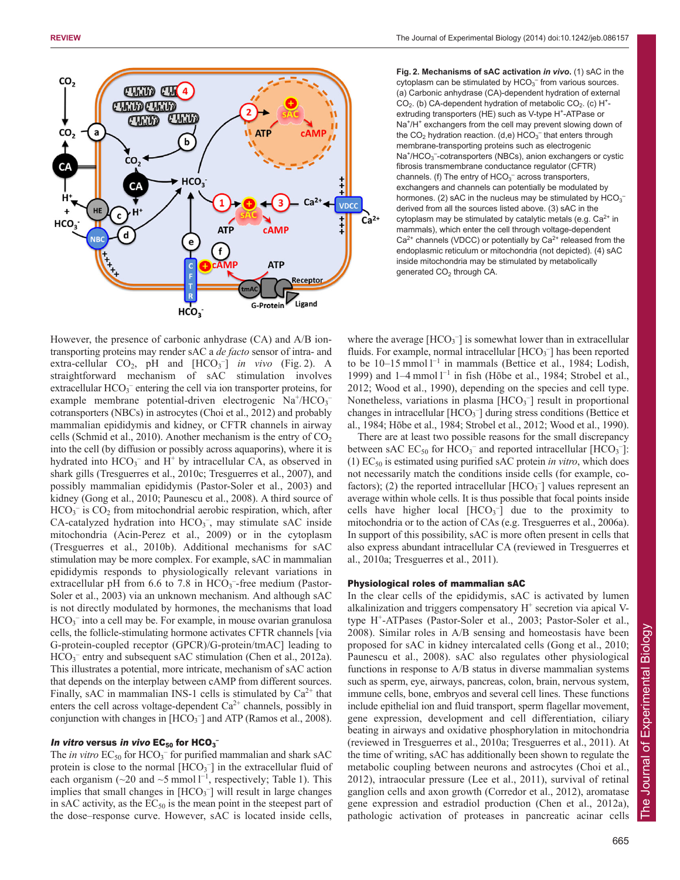**Fig. 2. Mechanisms of sAC activation *in vivo*.** (1) sAC in the cytoplasm can be stimulated by $HCO_3^-$ from various sources. (a) Carbonic anhydrase (CA)-dependent hydration of external $CO_2$. (b) CA-dependent hydration of metabolic $CO_2$. (c) $H^+$-extruding transporters (HE) such as V-type $H^+$-ATPase or $Na^+/H^+$ exchangers from the cell may prevent slowing down of the $CO_2$ hydration reaction. (d,e) $HCO_3^-$ that enters through membrane-transporting proteins such as electrogenic $Na^+/HCO_3^-$-cotransporters (NBCs), anion exchangers or cystic fibrosis transmembrane conductance regulator (CFTR) channels. (f) The entry of $HCO_3^-$ across transporters, exchangers and channels can potentially be modulated by hormones. (2) sAC in the nucleus may be stimulated by $HCO_3^-$ derived from all the sources listed above. (3) sAC in the cytoplasm may be stimulated by catalytic metals (e.g. $Ca^{2+}$ in mammals), which enter the cell through voltage-dependent $Ca^{2+}$ channels (VDCC) or potentially by $Ca^{2+}$ released from the endoplasmic reticulum or mitochondria (not depicted). (4) sAC inside mitochondria may be stimulated by metabolically generated $CO_2$ through CA.

However, the presence of carbonic anhydrase (CA) and A/B ion-transporting proteins may render sAC a *de facto* sensor of intra- and extra-cellular $CO_2$, pH and $[HCO_3^-]$ *in vivo* (Fig. 2). A straightforward mechanism of sAC stimulation involves extracellular $HCO_3^-$ entering the cell via ion transporter proteins, for example membrane potential-driven electrogenic $Na^+/HCO_3^-$ cotransporters (NBCs) in astrocytes (Choi et al., 2012) and probably mammalian epididymis and kidney, or CFTR channels in airway cells (Schmid et al., 2010). Another mechanism is the entry of $CO_2$ into the cell (by diffusion or possibly across aquaporins), where it is hydrated into $HCO_3^-$ and $H^+$ by intracellular CA, as observed in shark gills (Tresguerres et al., 2010c; Tresguerres et al., 2007), and possibly mammalian epididymis (Pastor-Soler et al., 2003) and kidney (Gong et al., 2010; Paunescu et al., 2008). A third source of $HCO_3^-$ is $CO_2$ from mitochondrial aerobic respiration, which, after CA-catalyzed hydration into $HCO_3^-$, may stimulate sAC inside mitochondria (Acin-Perez et al., 2009) or in the cytoplasm (Tresguerres et al., 2010b). Additional mechanisms for sAC stimulation may be more complex. For example, sAC in mammalian epididymis responds to physiologically relevant variations in extracellular pH from 6.6 to 7.8 in $HCO_3^-$-free medium (Pastor-Soler et al., 2003) via an unknown mechanism. And although sAC is not directly modulated by hormones, the mechanisms that load $HCO_3^-$ into a cell may be. For example, in mouse ovarian granulosa cells, the follicle-stimulating hormone activates CFTR channels [via G-protein-coupled receptor (GPCR)/G-protein/tmAC] leading to $HCO_3^-$ entry and subsequent sAC stimulation (Chen et al., 2012a). This illustrates a potential, more intricate, mechanism of sAC action that depends on the interplay between cAMP from different sources. Finally, sAC in mammalian INS-1 cells is stimulated by $Ca^{2+}$ that enters the cell across voltage-dependent $Ca^{2+}$ channels, possibly in conjunction with changes in $[HCO_3^-]$ and ATP (Ramos et al., 2008).

### *In vitro* versus *in vivo* $EC_{50}$ for $HCO_3^-$

The *in vitro* $EC_{50}$ for $HCO_3^-$ for purified mammalian and shark sAC protein is close to the normal $[HCO_3^-]$ in the extracellular fluid of each organism (~20 and ~5 mmol $l^{-1}$, respectively; Table 1). This implies that small changes in $[HCO_3^-]$ will result in large changes in sAC activity, as the $EC_{50}$ is the mean point in the steepest part of the dose–response curve. However, sAC is located inside cells, where the average $[HCO_3^-]$ is somewhat lower than in extracellular fluids. For example, normal intracellular $[HCO_3^-]$ has been reported to be 10–15 mmol $l^{-1}$ in mammals (Bettice et al., 1984; Lodish, 1999) and 1–4 mmol $l^{-1}$ in fish (Hōbe et al., 1984; Strobel et al., 2012; Wood et al., 1990), depending on the species and cell type. Nonetheless, variations in plasma $[HCO_3^-]$ result in proportional changes in intracellular $[HCO_3^-]$ during stress conditions (Bettice et al., 1984; Hōbe et al., 1984; Strobel et al., 2012; Wood et al., 1990).

There are at least two possible reasons for the small discrepancy between sAC $EC_{50}$ for $HCO_3^-$ and reported intracellular $[HCO_3^-]$: (1) $EC_{50}$ is estimated using purified sAC protein *in vitro*, which does not necessarily match the conditions inside cells (for example, co-factors); (2) the reported intracellular $[HCO_3^-]$ values represent an average within whole cells. It is thus possible that focal points inside cells have higher local $[HCO_3^-]$ due to the proximity to mitochondria or to the action of CAs (e.g. Tresguerres et al., 2006a). In support of this possibility, sAC is more often present in cells that also express abundant intracellular CA (reviewed in Tresguerres et al., 2010a; Tresguerres et al., 2011).

### Physiological roles of mammalian sAC

In the clear cells of the epididymis, sAC is activated by lumen alkalinization and triggers compensatory $H^+$ secretion via apical V-type $H^+$-ATPases (Pastor-Soler et al., 2003; Pastor-Soler et al., 2008). Similar roles in A/B sensing and homeostasis have been proposed for sAC in kidney intercalated cells (Gong et al., 2010; Paunescu et al., 2008). sAC also regulates other physiological functions in response to A/B status in diverse mammalian systems such as sperm, eye, airways, pancreas, colon, brain, nervous system, immune cells, bone, embryos and several cell lines. These functions include epithelial ion and fluid transport, sperm flagellar movement, gene expression, development and cell differentiation, ciliary beating in airways and oxidative phosphorylation in mitochondria (reviewed in Tresguerres et al., 2010a; Tresguerres et al., 2011). At the time of writing, sAC has additionally been shown to regulate the metabolic coupling between neurons and astrocytes (Choi et al., 2012), intraocular pressure (Lee et al., 2011), survival of retinal ganglion cells and axon growth (Corredor et al., 2012), aromatase gene expression and estradiol production (Chen et al., 2012a), pathologic activation of proteases in pancreatic acinar cells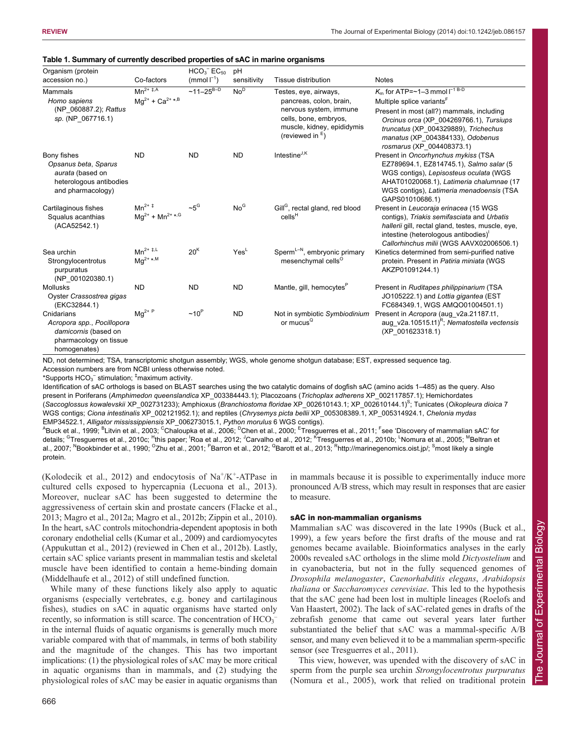**Table 1. Summary of currently described properties of sAC in marine organisms**

| Organism (protein accession no.) | Co-factors | $HCO_3^-$ $EC_{50}$ (mmol $l^{-1}$) | pH sensitivity | Tissue distribution | Notes |
|---|---|---|---|---|---|
| Mammals *Homo sapiens* (NP_060887.2); *Rattus sp.* (NP_067716.1) | $Mn^{2+}$ ‡,A $Mg^{2+}$ + $Ca^{2+}$ *,B | ~11–25[B–D] | No[D] | Testes, eye, airways, pancreas, colon, brain, nervous system, immune cells, bone, embryos, muscle, kidney, epididymis (reviewed in [E]) | $K_m$ for ATP=~1–3 mmol $l^{-1}$ [B-D] Multiple splice variants[F] Present in most (all?) mammals, including *Orcinus orca* (XP_004269766.1), *Tursiups truncatus* (XP_004329889), *Trichechus manatus* (XP_004384133), *Odobenus rosmarus* (XP_004408373.1) |
| Bony fishes *Opsanus beta*, *Sparus aurata* (based on heterologous antibodies and pharmacology) | ND | ND | ND | Intestine[J,K] | Present in *Oncorhynchus mykiss* (TSA EZ789694.1, EZ814745.1), *Salmo salar* (5 WGS contigs), *Lepisosteus oculata* (WGS AHAT01020068.1), *Latimeria chalumnae* (17 WGS contigs), *Latimeria menadoensis* (TSA GAPS01010686.1) |
| Cartilaginous fishes Squalus acanthias (ACA52542.1) | $Mn^{2+}$ ‡ $Mg^{2+}$ + $Mn^{2+}$ *,G | ~5[G] | No[G] | Gill[G], rectal gland, red blood cells[H] | Present in *Leucoraja erinacea* (15 WGS contigs), *Triakis semifasciata* and *Urbatis hallerii* gill, rectal gland, testes, muscle, eye, intestine (heterologous antibodies)[I] *Callorhinchus milii* (WGS AAVX02006506.1) |
| Sea urchin Strongylocentrotus purpuratus (NP_001020380.1) | $Mn^{2+}$ ‡,L $Mg^{2+}$ *,M | 20[K] | Yes[L] | Sperm[L–N], embryonic primary mesenchymal cells[O] | Kinetics determined from semi-purified native protein. Present in *Patiria miniata* (WGS AKZP01091244.1) |
| Mollusks Oyster *Crassostrea gigas* (EKC32844.1) | ND | ND | ND | Mantle, gill, hemocytes[P] | Present in *Ruditapes philippinarium* (TSA JO105222.1) and *Lottia gigantea* (EST FC684349.1, WGS AMQO01004501.1) |
| Cnidarians *Acropora spp.*, *Pocillopora damicornis* (based on pharmacology on tissue homogenates) | $Mg^{2+}$ P | ~10[P] | ND | Not in symbiotic *Symbiodinium* or mucus[Q] | Present in *Acropora* (aug_v2a.21187.t1, aug_v2a.10515.t1)[R]; *Nematostella vectensis* (XP_001623318.1) |

ND, not determined; TSA, transcriptomic shotgun assembly; WGS, whole genome shotgun database; EST, expressed sequence tag.
Accession numbers are from NCBI unless otherwise noted.
*Supports $HCO_3^-$ stimulation; ‡maximum activity.
Identification of sAC orthologs is based on BLAST searches using the two catalytic domains of dogfish sAC (amino acids 1–485) as the query. Also present in Poriferans (*Amphimedon queenslandica* XP_003384443.1); Placozoans (*Trichoplax adherens* XP_002117857.1); Hemichordates (*Saccoglossus kowalevskii* XP_002731233); Amphioxus (*Branchiostoma floridae* XP_002610143.1; XP_002610144.1)[S]; Tunicates (*Oikopleura dioica* 7 WGS contigs; *Ciona intestinalis* XP_002121952.1); and reptiles (*Chrysemys picta bellii* XP_005308389.1, XP_005314924.1, *Chelonia mydas* EMP34522.1, *Alligator mississippiensis* XP_006273015.1, *Python morulus* 6 WGS contigs).
[A]Buck et al., 1999; [B]Litvin et al., 2003; [C]Chaloupka et al., 2006; [D]Chen et al., 2000; [E]Tresguerres et al., 2011; [F]see 'Discovery of mammalian sAC' for details; [G]Tresguerres et al., 2010c; [H]this paper; [I]Roa et al., 2012; [J]Carvalho et al., 2012; [K]Tresguerres et al., 2010b; [L]Nomura et al., 2005; [M]Beltran et al., 2007; [N]Bookbinder et al., 1990; [O]Zhu et al., 2001; [P]Barron et al., 2012; [Q]Barott et al., 2013; [R]http://marinegenomics.oist.jp/; [S]most likely a single protein.

(Kolodecik et al., 2012) and endocytosis of $Na^+/K^+$-ATPase in cultured cells exposed to hypercapnia (Lecuona et al., 2013). Moreover, nuclear sAC has been suggested to determine the aggressiveness of certain skin and prostate cancers (Flacke et al., 2013; Magro et al., 2012a; Magro et al., 2012b; Zippin et al., 2010). In the heart, sAC controls mitochondria-dependent apoptosis in both coronary endothelial cells (Kumar et al., 2009) and cardiomyocytes (Appukuttan et al., 2012) (reviewed in Chen et al., 2012b). Lastly, certain sAC splice variants present in mammalian testis and skeletal muscle have been identified to contain a heme-binding domain (Middelhaufe et al., 2012) of still undefined function.

While many of these functions likely also apply to aquatic organisms (especially vertebrates, e.g. boney and cartilaginous fishes), studies on sAC in aquatic organisms have started only recently, so information is still scarce. The concentration of $HCO_3^-$ in the internal fluids of aquatic organisms is generally much more variable compared with that of mammals, in terms of both stability and the magnitude of the changes. This has two important implications: (1) the physiological roles of sAC may be more critical in aquatic organisms than in mammals, and (2) studying the physiological roles of sAC may be easier in aquatic organisms than in mammals because it is possible to experimentally induce more pronounced A/B stress, which may result in responses that are easier to measure.

## sAC in non-mammalian organisms

Mammalian sAC was discovered in the late 1990s (Buck et al., 1999), a few years before the first drafts of the mouse and rat genomes became available. Bioinformatics analyses in the early 2000s revealed sAC orthologs in the slime mold *Dictyostelium* and in cyanobacteria, but not in the fully sequenced genomes of *Drosophila melanogaster*, *Caenorhabditis elegans*, *Arabidopsis thaliana* or *Saccharomyces cerevisiae*. This led to the hypothesis that the sAC gene had been lost in multiple lineages (Roelofs and Van Haastert, 2002). The lack of sAC-related genes in drafts of the zebrafish genome that came out several years later further substantiated the belief that sAC was a mammal-specific A/B sensor, and many even believed it to be a mammalian sperm-specific sensor (see Tresguerres et al., 2011).

This view, however, was upended with the discovery of sAC in sperm from the purple sea urchin *Strongylocentrotus purpuratus* (Nomura et al., 2005), work that relied on traditional protein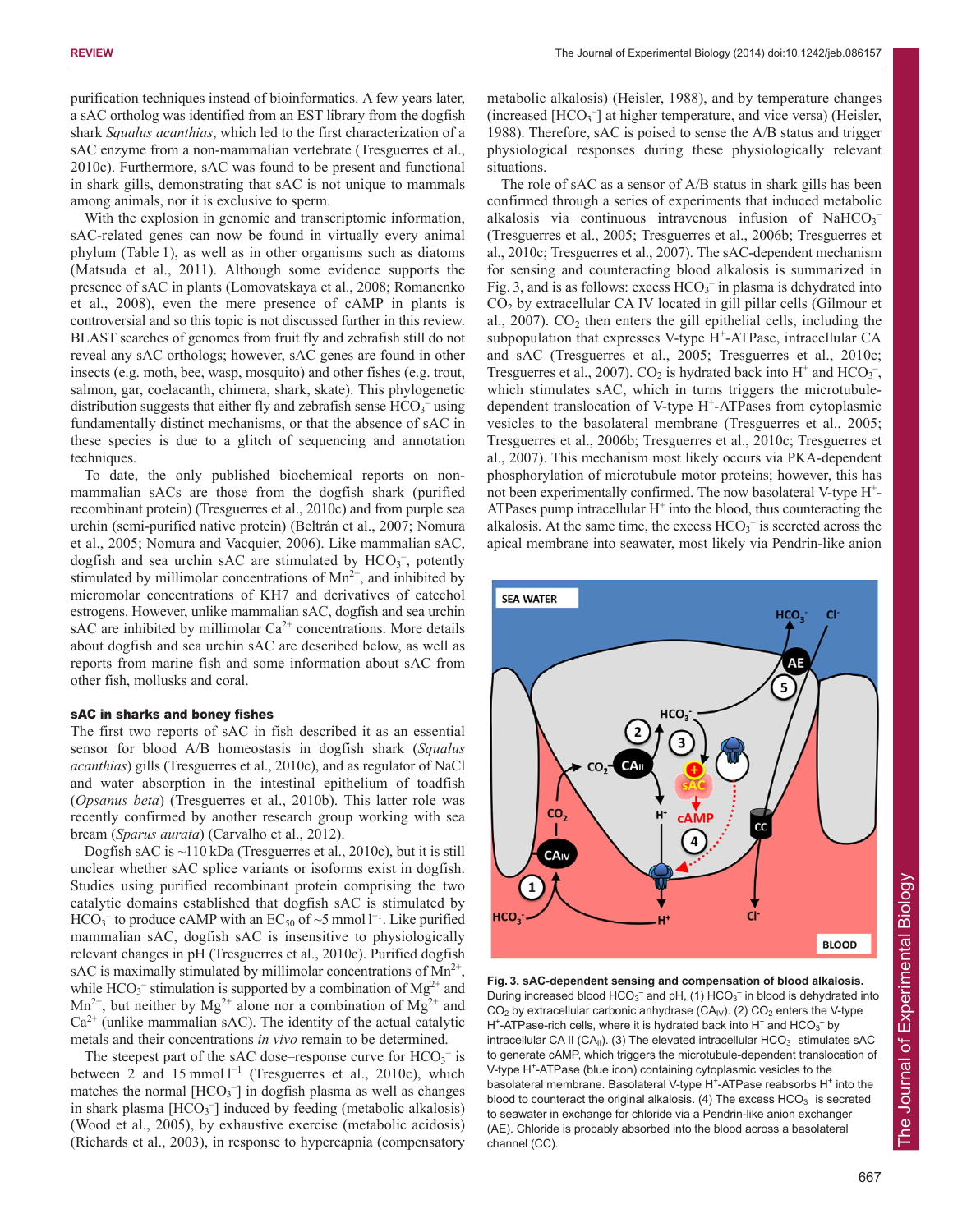purification techniques instead of bioinformatics. A few years later, a sAC ortholog was identified from an EST library from the dogfish shark *Squalus acanthias*, which led to the first characterization of a sAC enzyme from a non-mammalian vertebrate (Tresguerres et al., 2010c). Furthermore, sAC was found to be present and functional in shark gills, demonstrating that sAC is not unique to mammals among animals, nor it is exclusive to sperm.

With the explosion in genomic and transcriptomic information, sAC-related genes can now be found in virtually every animal phylum (Table 1), as well as in other organisms such as diatoms (Matsuda et al., 2011). Although some evidence supports the presence of sAC in plants (Lomovatskaya et al., 2008; Romanenko et al., 2008), even the mere presence of cAMP in plants is controversial and so this topic is not discussed further in this review. BLAST searches of genomes from fruit fly and zebrafish still do not reveal any sAC orthologs; however, sAC genes are found in other insects (e.g. moth, bee, wasp, mosquito) and other fishes (e.g. trout, salmon, gar, coelacanth, chimera, shark, skate). This phylogenetic distribution suggests that either fly and zebrafish sense $HCO_3^-$ using fundamentally distinct mechanisms, or that the absence of sAC in these species is due to a glitch of sequencing and annotation techniques.

To date, the only published biochemical reports on non-mammalian sACs are those from the dogfish shark (purified recombinant protein) (Tresguerres et al., 2010c) and from purple sea urchin (semi-purified native protein) (Beltrán et al., 2007; Nomura et al., 2005; Nomura and Vacquier, 2006). Like mammalian sAC, dogfish and sea urchin sAC are stimulated by $HCO_3^-$, potently stimulated by millimolar concentrations of $Mn^{2+}$, and inhibited by micromolar concentrations of KH7 and derivatives of catechol estrogens. However, unlike mammalian sAC, dogfish and sea urchin sAC are inhibited by millimolar $Ca^{2+}$ concentrations. More details about dogfish and sea urchin sAC are described below, as well as reports from marine fish and some information about sAC from other fish, mollusks and coral.

### sAC in sharks and boney fishes

The first two reports of sAC in fish described it as an essential sensor for blood A/B homeostasis in dogfish shark (*Squalus acanthias*) gills (Tresguerres et al., 2010c), and as regulator of NaCl and water absorption in the intestinal epithelium of toadfish (*Opsanus beta*) (Tresguerres et al., 2010b). This latter role was recently confirmed by another research group working with sea bream (*Sparus aurata*) (Carvalho et al., 2012).

Dogfish sAC is ~110 kDa (Tresguerres et al., 2010c), but it is still unclear whether sAC splice variants or isoforms exist in dogfish. Studies using purified recombinant protein comprising the two catalytic domains established that dogfish sAC is stimulated by $HCO_3^-$ to produce cAMP with an $EC_{50}$ of ~5 mmol $l^{-1}$. Like purified mammalian sAC, dogfish sAC is insensitive to physiologically relevant changes in pH (Tresguerres et al., 2010c). Purified dogfish sAC is maximally stimulated by millimolar concentrations of $Mn^{2+}$, while $HCO_3^-$ stimulation is supported by a combination of $Mg^{2+}$ and $Mn^{2+}$, but neither by $Mg^{2+}$ alone nor a combination of $Mg^{2+}$ and $Ca^{2+}$ (unlike mammalian sAC). The identity of the actual catalytic metals and their concentrations *in vivo* remain to be determined.

The steepest part of the sAC dose–response curve for $HCO_3^-$ is between 2 and 15 mmol $l^{-1}$ (Tresguerres et al., 2010c), which matches the normal [$HCO_3^-$] in dogfish plasma as well as changes in shark plasma [$HCO_3^-$] induced by feeding (metabolic alkalosis) (Wood et al., 2005), by exhaustive exercise (metabolic acidosis) (Richards et al., 2003), in response to hypercapnia (compensatory metabolic alkalosis) (Heisler, 1988), and by temperature changes (increased [$HCO_3^-$] at higher temperature, and vice versa) (Heisler, 1988). Therefore, sAC is poised to sense the A/B status and trigger physiological responses during these physiologically relevant situations.

The role of sAC as a sensor of A/B status in shark gills has been confirmed through a series of experiments that induced metabolic alkalosis via continuous intravenous infusion of $NaHCO_3^-$ (Tresguerres et al., 2005; Tresguerres et al., 2006b; Tresguerres et al., 2010c; Tresguerres et al., 2007). The sAC-dependent mechanism for sensing and counteracting blood alkalosis is summarized in Fig. 3, and is as follows: excess $HCO_3^-$ in plasma is dehydrated into $CO_2$ by extracellular CA IV located in gill pillar cells (Gilmour et al., 2007). $CO_2$ then enters the gill epithelial cells, including the subpopulation that expresses V-type $H^+$-ATPase, intracellular CA and sAC (Tresguerres et al., 2005; Tresguerres et al., 2010c; Tresguerres et al., 2007). $CO_2$ is hydrated back into $H^+$ and $HCO_3^-$, which stimulates sAC, which in turns triggers the microtubule-dependent translocation of V-type $H^+$-ATPases from cytoplasmic vesicles to the basolateral membrane (Tresguerres et al., 2005; Tresguerres et al., 2006b; Tresguerres et al., 2010c; Tresguerres et al., 2007). This mechanism most likely occurs via PKA-dependent phosphorylation of microtubule motor proteins; however, this has not been experimentally confirmed. The now basolateral V-type $H^+$-ATPases pump intracellular $H^+$ into the blood, thus counteracting the alkalosis. At the same time, the excess $HCO_3^-$ is secreted across the apical membrane into seawater, most likely via Pendrin-like anion

**Fig. 3. sAC-dependent sensing and compensation of blood alkalosis.** During increased blood $HCO_3^-$ and pH, (1) $HCO_3^-$ in blood is dehydrated into $CO_2$ by extracellular carbonic anhydrase ($CA_{IV}$). (2) $CO_2$ enters the V-type $H^+$-ATPase-rich cells, where it is hydrated back into $H^+$ and $HCO_3^-$ by intracellular CA II ($CA_{II}$). (3) The elevated intracellular $HCO_3^-$ stimulates sAC to generate cAMP, which triggers the microtubule-dependent translocation of V-type $H^+$-ATPase (blue icon) containing cytoplasmic vesicles to the basolateral membrane. Basolateral V-type $H^+$-ATPase reabsorbs $H^+$ into the blood to counteract the original alkalosis. (4) The excess $HCO_3^-$ is secreted to seawater in exchange for chloride via a Pendrin-like anion exchanger (AE). Chloride is probably absorbed into the blood across a basolateral channel (CC).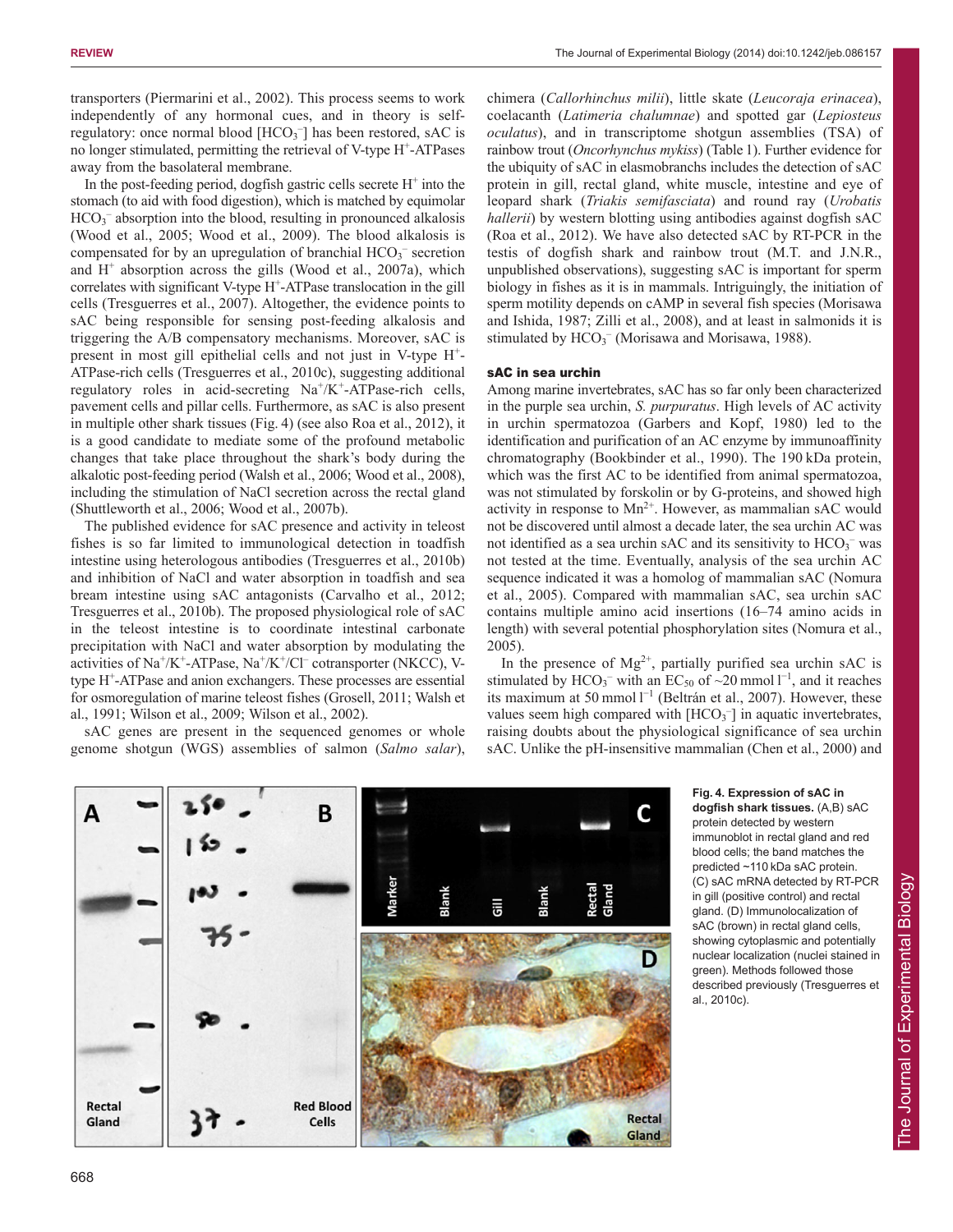transporters (Piermarini et al., 2002). This process seems to work independently of any hormonal cues, and in theory is self-regulatory: once normal blood [$HCO_3^-$] has been restored, sAC is no longer stimulated, permitting the retrieval of V-type $H^+$-ATPases away from the basolateral membrane.

In the post-feeding period, dogfish gastric cells secrete $H^+$ into the stomach (to aid with food digestion), which is matched by equimolar $HCO_3^-$ absorption into the blood, resulting in pronounced alkalosis (Wood et al., 2005; Wood et al., 2009). The blood alkalosis is compensated for by an upregulation of branchial $HCO_3^-$ secretion and $H^+$ absorption across the gills (Wood et al., 2007a), which correlates with significant V-type $H^+$-ATPase translocation in the gill cells (Tresguerres et al., 2007). Altogether, the evidence points to sAC being responsible for sensing post-feeding alkalosis and triggering the A/B compensatory mechanisms. Moreover, sAC is present in most gill epithelial cells and not just in V-type $H^+$-ATPase-rich cells (Tresguerres et al., 2010c), suggesting additional regulatory roles in acid-secreting $Na^+/K^+$-ATPase-rich cells, pavement cells and pillar cells. Furthermore, as sAC is also present in multiple other shark tissues (Fig. 4) (see also Roa et al., 2012), it is a good candidate to mediate some of the profound metabolic changes that take place throughout the shark's body during the alkalotic post-feeding period (Walsh et al., 2006; Wood et al., 2008), including the stimulation of NaCl secretion across the rectal gland (Shuttleworth et al., 2006; Wood et al., 2007b).

The published evidence for sAC presence and activity in teleost fishes is so far limited to immunological detection in toadfish intestine using heterologous antibodies (Tresguerres et al., 2010b) and inhibition of NaCl and water absorption in toadfish and sea bream intestine using sAC antagonists (Carvalho et al., 2012; Tresguerres et al., 2010b). The proposed physiological role of sAC in the teleost intestine is to coordinate intestinal carbonate precipitation with NaCl and water absorption by modulating the activities of $Na^+/K^+$-ATPase, $Na^+/K^+/Cl^-$ cotransporter (NKCC), V-type $H^+$-ATPase and anion exchangers. These processes are essential for osmoregulation of marine teleost fishes (Grosell, 2011; Walsh et al., 1991; Wilson et al., 2009; Wilson et al., 2002).

sAC genes are present in the sequenced genomes or whole genome shotgun (WGS) assemblies of salmon (*Salmo salar*), chimera (*Callorhinchus milii*), little skate (*Leucoraja erinacea*), coelacanth (*Latimeria chalumnae*) and spotted gar (*Lepiosteus oculatus*), and in transcriptome shotgun assemblies (TSA) of rainbow trout (*Oncorhynchus mykiss*) (Table 1). Further evidence for the ubiquity of sAC in elasmobranchs includes the detection of sAC protein in gill, rectal gland, white muscle, intestine and eye of leopard shark (*Triakis semifasciata*) and round ray (*Urobatis hallerii*) by western blotting using antibodies against dogfish sAC (Roa et al., 2012). We have also detected sAC by RT-PCR in the testis of dogfish shark and rainbow trout (M.T. and J.N.R., unpublished observations), suggesting sAC is important for sperm biology in fishes as it is in mammals. Intriguingly, the initiation of sperm motility depends on cAMP in several fish species (Morisawa and Ishida, 1987; Zilli et al., 2008), and at least in salmonids it is stimulated by $HCO_3^-$ (Morisawa and Morisawa, 1988).

### sAC in sea urchin

Among marine invertebrates, sAC has so far only been characterized in the purple sea urchin, *S. purpuratus*. High levels of AC activity in urchin spermatozoa (Garbers and Kopf, 1980) led to the identification and purification of an AC enzyme by immunoaffinity chromatography (Bookbinder et al., 1990). The 190 kDa protein, which was the first AC to be identified from animal spermatozoa, was not stimulated by forskolin or by G-proteins, and showed high activity in response to $Mn^{2+}$. However, as mammalian sAC would not be discovered until almost a decade later, the sea urchin AC was not identified as a sea urchin sAC and its sensitivity to $HCO_3^-$ was not tested at the time. Eventually, analysis of the sea urchin AC sequence indicated it was a homolog of mammalian sAC (Nomura et al., 2005). Compared with mammalian sAC, sea urchin sAC contains multiple amino acid insertions (16–74 amino acids in length) with several potential phosphorylation sites (Nomura et al., 2005).

In the presence of $Mg^{2+}$, partially purified sea urchin sAC is stimulated by $HCO_3^-$ with an $EC_{50}$ of ~20 mmol $l^{-1}$, and it reaches its maximum at 50 mmol $l^{-1}$ (Beltrán et al., 2007). However, these values seem high compared with [$HCO_3^-$] in aquatic invertebrates, raising doubts about the physiological significance of sea urchin sAC. Unlike the pH-insensitive mammalian (Chen et al., 2000) and

**Fig. 4. Expression of sAC in dogfish shark tissues.** (A,B) sAC protein detected by western immunoblot in rectal gland and red blood cells; the band matches the predicted ~110 kDa sAC protein. (C) sAC mRNA detected by RT-PCR in gill (positive control) and rectal gland. (D) Immunolocalization of sAC (brown) in rectal gland cells, showing cytoplasmic and potentially nuclear localization (nuclei stained in green). Methods followed those described previously (Tresguerres et al., 2010c).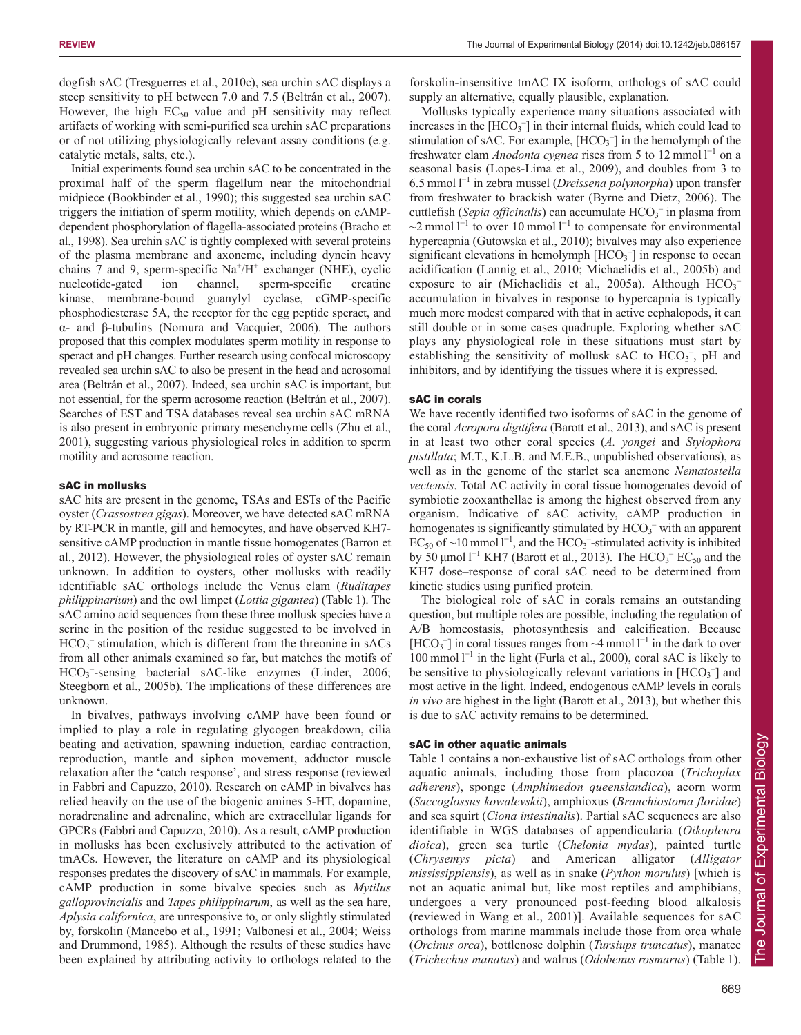dogfish sAC (Tresguerres et al., 2010c), sea urchin sAC displays a steep sensitivity to pH between 7.0 and 7.5 (Beltrán et al., 2007). However, the high $EC_{50}$ value and pH sensitivity may reflect artifacts of working with semi-purified sea urchin sAC preparations or of not utilizing physiologically relevant assay conditions (e.g. catalytic metals, salts, etc.).

Initial experiments found sea urchin sAC to be concentrated in the proximal half of the sperm flagellum near the mitochondrial midpiece (Bookbinder et al., 1990); this suggested sea urchin sAC triggers the initiation of sperm motility, which depends on cAMP-dependent phosphorylation of flagella-associated proteins (Bracho et al., 1998). Sea urchin sAC is tightly complexed with several proteins of the plasma membrane and axoneme, including dynein heavy chains 7 and 9, sperm-specific $Na^+/H^+$ exchanger (NHE), cyclic nucleotide-gated ion channel, sperm-specific creatine kinase, membrane-bound guanylyl cyclase, cGMP-specific phosphodiesterase 5A, the receptor for the egg peptide speract, and α- and β-tubulins (Nomura and Vacquier, 2006). The authors proposed that this complex modulates sperm motility in response to speract and pH changes. Further research using confocal microscopy revealed sea urchin sAC to also be present in the head and acrosomal area (Beltrán et al., 2007). Indeed, sea urchin sAC is important, but not essential, for the sperm acrosome reaction (Beltrán et al., 2007). Searches of EST and TSA databases reveal sea urchin sAC mRNA is also present in embryonic primary mesenchyme cells (Zhu et al., 2001), suggesting various physiological roles in addition to sperm motility and acrosome reaction.

### sAC in mollusks

sAC hits are present in the genome, TSAs and ESTs of the Pacific oyster (*Crassostrea gigas*). Moreover, we have detected sAC mRNA by RT-PCR in mantle, gill and hemocytes, and have observed KH7-sensitive cAMP production in mantle tissue homogenates (Barron et al., 2012). However, the physiological roles of oyster sAC remain unknown. In addition to oysters, other mollusks with readily identifiable sAC orthologs include the Venus clam (*Ruditapes philippinarium*) and the owl limpet (*Lottia gigantea*) (Table 1). The sAC amino acid sequences from these three mollusk species have a serine in the position of the residue suggested to be involved in $HCO_3^-$ stimulation, which is different from the threonine in sACs from all other animals examined so far, but matches the motifs of $HCO_3^-$-sensing bacterial sAC-like enzymes (Linder, 2006; Steegborn et al., 2005b). The implications of these differences are unknown.

In bivalves, pathways involving cAMP have been found or implied to play a role in regulating glycogen breakdown, cilia beating and activation, spawning induction, cardiac contraction, reproduction, mantle and siphon movement, adductor muscle relaxation after the 'catch response', and stress response (reviewed in Fabbri and Capuzzo, 2010). Research on cAMP in bivalves has relied heavily on the use of the biogenic amines 5-HT, dopamine, noradrenaline and adrenaline, which are extracellular ligands for GPCRs (Fabbri and Capuzzo, 2010). As a result, cAMP production in mollusks has been exclusively attributed to the activation of tmACs. However, the literature on cAMP and its physiological responses predates the discovery of sAC in mammals. For example, cAMP production in some bivalve species such as *Mytilus galloprovincialis* and *Tapes philippinarum*, as well as the sea hare, *Aplysia californica*, are unresponsive to, or only slightly stimulated by, forskolin (Mancebo et al., 1991; Valbonesi et al., 2004; Weiss and Drummond, 1985). Although the results of these studies have been explained by attributing activity to orthologs related to the forskolin-insensitive tmAC IX isoform, orthologs of sAC could supply an alternative, equally plausible, explanation.

Mollusks typically experience many situations associated with increases in the $[HCO_3^-]$ in their internal fluids, which could lead to stimulation of sAC. For example, $[HCO_3^-]$ in the hemolymph of the freshwater clam *Anodonta cygnea* rises from 5 to 12 $mmol\,l^{-1}$ on a seasonal basis (Lopes-Lima et al., 2009), and doubles from 3 to 6.5 $mmol\,l^{-1}$ in zebra mussel (*Dreissena polymorpha*) upon transfer from freshwater to brackish water (Byrne and Dietz, 2006). The cuttlefish (*Sepia officinalis*) can accumulate $HCO_3^-$ in plasma from ~2 $mmol\,l^{-1}$ to over 10 $mmol\,l^{-1}$ to compensate for environmental hypercapnia (Gutowska et al., 2010); bivalves may also experience significant elevations in hemolymph $[HCO_3^-]$ in response to ocean acidification (Lannig et al., 2010; Michaelidis et al., 2005b) and exposure to air (Michaelidis et al., 2005a). Although $HCO_3^-$ accumulation in bivalves in response to hypercapnia is typically much more modest compared with that in active cephalopods, it can still double or in some cases quadruple. Exploring whether sAC plays any physiological role in these situations must start by establishing the sensitivity of mollusk sAC to $HCO_3^-$, pH and inhibitors, and by identifying the tissues where it is expressed.

### sAC in corals

We have recently identified two isoforms of sAC in the genome of the coral *Acropora digitifera* (Barott et al., 2013), and sAC is present in at least two other coral species (*A. yongei* and *Stylophora pistillata*; M.T., K.L.B. and M.E.B., unpublished observations), as well as in the genome of the starlet sea anemone *Nematostella vectensis*. Total AC activity in coral tissue homogenates devoid of symbiotic zooxanthellae is among the highest observed from any organism. Indicative of sAC activity, cAMP production in homogenates is significantly stimulated by $HCO_3^-$ with an apparent $EC_{50}$ of ~10 $mmol\,l^{-1}$, and the $HCO_3^-$-stimulated activity is inhibited by 50 $\mu mol\,l^{-1}$ KH7 (Barott et al., 2013). The $HCO_3^-$ $EC_{50}$ and the KH7 dose–response of coral sAC need to be determined from kinetic studies using purified protein.

The biological role of sAC in corals remains an outstanding question, but multiple roles are possible, including the regulation of A/B homeostasis, photosynthesis and calcification. Because $[HCO_3^-]$ in coral tissues ranges from ~4 $mmol\,l^{-1}$ in the dark to over 100 $mmol\,l^{-1}$ in the light (Furla et al., 2000), coral sAC is likely to be sensitive to physiologically relevant variations in $[HCO_3^-]$ and most active in the light. Indeed, endogenous cAMP levels in corals *in vivo* are highest in the light (Barott et al., 2013), but whether this is due to sAC activity remains to be determined.

### sAC in other aquatic animals

Table 1 contains a non-exhaustive list of sAC orthologs from other aquatic animals, including those from placozoa (*Trichoplax adherens*), sponge (*Amphimedon queenslandica*), acorn worm (*Saccoglossus kowalevskii*), amphioxus (*Branchiostoma floridae*) and sea squirt (*Ciona intestinalis*). Partial sAC sequences are also identifiable in WGS databases of appendicularia (*Oikopleura dioica*), green sea turtle (*Chelonia mydas*), painted turtle (*Chrysemys picta*) and American alligator (*Alligator mississippiensis*), as well as in snake (*Python morulus*) [which is not an aquatic animal but, like most reptiles and amphibians, undergoes a very pronounced post-feeding blood alkalosis (reviewed in Wang et al., 2001)]. Available sequences for sAC orthologs from marine mammals include those from orca whale (*Orcinus orca*), bottlenose dolphin (*Tursiups truncatus*), manatee (*Trichechus manatus*) and walrus (*Odobenus rosmarus*) (Table 1).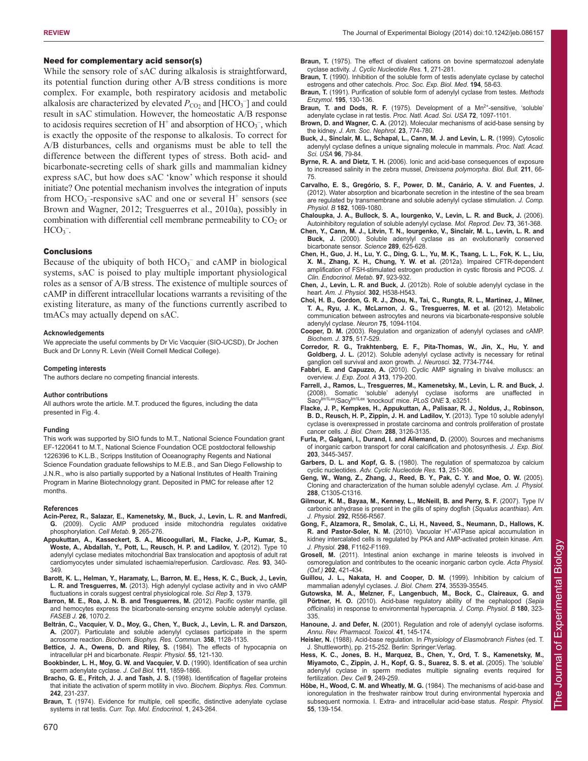## Need for complementary acid sensor(s)

While the sensory role of sAC during alkalosis is straightforward, its potential function during other A/B stress conditions is more complex. For example, both respiratory acidosis and metabolic alkalosis are characterized by elevated $P_{CO_2}$ and $[HCO_3^-]$ and could result in sAC stimulation. However, the homeostatic A/B response to acidosis requires secretion of $H^+$ and absorption of $HCO_3^-$, which is exactly the opposite of the response to alkalosis. To correct for A/B disturbances, cells and organisms must be able to tell the difference between the different types of stress. Both acid- and bicarbonate-secreting cells of shark gills and mammalian kidney express sAC, but how does sAC 'know' which response it should initiate? One potential mechanism involves the integration of inputs from $HCO_3^-$-responsive sAC and one or several $H^+$ sensors (see Brown and Wagner, 2012; Tresguerres et al., 2010a), possibly in combination with differential cell membrane permeability to $CO_2$ or $HCO_3^-$.

## Conclusions

Because of the ubiquity of both $HCO_3^-$ and cAMP in biological systems, sAC is poised to play multiple important physiological roles as a sensor of A/B stress. The existence of multiple sources of cAMP in different intracellular locations warrants a revisiting of the existing literature, as many of the functions currently ascribed to tmACs may actually depend on sAC.

#### Acknowledgements

We appreciate the useful comments by Dr Vic Vacquier (SIO-UCSD), Dr Jochen Buck and Dr Lonny R. Levin (Weill Cornell Medical College).

#### Competing interests

The authors declare no competing financial interests.

#### Author contributions

All authors wrote the article. M.T. produced the figures, including the data presented in Fig. 4.

#### Funding

This work was supported by SIO funds to M.T., National Science Foundation grant EF-1220641 to M.T., National Science Foundation OCE postdoctoral fellowship 1226396 to K.L.B., Scripps Institution of Oceanography Regents and National Science Foundation graduate fellowships to M.E.B., and San Diego Fellowship to J.N.R., who is also partially supported by a National Institutes of Health Training Program in Marine Biotechnology grant. Deposited in PMC for release after 12 months.

#### References

**Acin-Perez, R., Salazar, E., Kamenetsky, M., Buck, J., Levin, L. R. and Manfredi, G.** (2009). Cyclic AMP produced inside mitochondria regulates oxidative phosphorylation. *Cell Metab.* **9**, 265-276.

**Appukuttan, A., Kasseckert, S. A., Micoogullari, M., Flacke, J.-P., Kumar, S., Woste, A., Abdallah, Y., Pott, L., Reusch, H. P. and Ladilov, Y.** (2012). Type 10 adenylyl cyclase mediates mitochondrial Bax translocation and apoptosis of adult rat cardiomyocytes under simulated ischaemia/reperfusion. *Cardiovasc. Res.* **93**, 340-349.

**Barott, K. L., Helman, Y., Haramaty, L., Barron, M. E., Hess, K. C., Buck, J., Levin, L. R. and Tresguerres, M.** (2013). High adenylyl cyclase activity and in vivo cAMP fluctuations in corals suggest central physiological role. *Sci Rep* **3**, 1379.

**Barron, M. E., Roa, J. N. B. and Tresguerres, M.** (2012). Pacific oyster mantle, gill and hemocytes express the bicarbonate-sensing enzyme soluble adenylyl cyclase. *FASEB J.* **26**, 1070.2.

**Beltrán, C., Vacquier, V. D., Moy, G., Chen, Y., Buck, J., Levin, L. R. and Darszon, A.** (2007). Particulate and soluble adenylyl cyclases participate in the sperm acrosome reaction. *Biochem. Biophys. Res. Commun.* **358**, 1128-1135.

**Bettice, J. A., Owens, D. and Riley, S.** (1984). The effects of hypocapnia on intracellular pH and bicarbonate. *Respir. Physiol.* **55**, 121-130.

**Bookbinder, L. H., Moy, G. W. and Vacquier, V. D.** (1990). Identification of sea urchin sperm adenylate cyclase. *J. Cell Biol.* **111**, 1859-1866.

**Bracho, G. E., Fritch, J. J. and Tash, J. S.** (1998). Identification of flagellar proteins that initiate the activation of sperm motility in vivo. *Biochem. Biophys. Res. Commun.* **242**, 231-237.

**Braun, T.** (1974). Evidence for multiple, cell specific, distinctive adenylate cyclase systems in rat testis. *Curr. Top. Mol. Endocrinol.* **1**, 243-264.

**Braun, T.** (1975). The effect of divalent cations on bovine spermatozoal adenylate cyclase activity. *J. Cyclic Nucleotide Res.* **1**, 271-281.

**Braun, T.** (1990). Inhibition of the soluble form of testis adenylate cyclase by catechol estrogens and other catechols. *Proc. Soc. Exp. Biol. Med.* **194**, 58-63.

**Braun, T.** (1991). Purification of soluble form of adenylyl cyclase from testes. *Methods Enzymol.* **195**, 130-136.

**Braun, T. and Dods, R. F.** (1975). Development of a $Mn^{2+}$-sensitive, 'soluble' adenylate cyclase in rat testis. *Proc. Natl. Acad. Sci. USA* **72**, 1097-1101.

**Brown, D. and Wagner, C. A.** (2012). Molecular mechanisms of acid-base sensing by the kidney. *J. Am. Soc. Nephrol.* **23**, 774-780.

**Buck, J., Sinclair, M. L., Schapal, L., Cann, M. J. and Levin, L. R.** (1999). Cytosolic adenylyl cyclase defines a unique signaling molecule in mammals. *Proc. Natl. Acad. Sci. USA* **96**, 79-84.

**Byrne, R. A. and Dietz, T. H.** (2006). Ionic and acid-base consequences of exposure to increased salinity in the zebra mussel, *Dreissena polymorpha*. *Biol. Bull.* **211**, 66-75.

**Carvalho, E. S., Gregório, S. F., Power, D. M., Canário, A. V. and Fuentes, J.** (2012). Water absorption and bicarbonate secretion in the intestine of the sea bream are regulated by transmembrane and soluble adenylyl cyclase stimulation. *J. Comp. Physiol. B* **182**, 1069-1080.

**Chaloupka, J. A., Bullock, S. A., Iourgenko, V., Levin, L. R. and Buck, J.** (2006). Autoinhibitory regulation of soluble adenylyl cyclase. *Mol. Reprod. Dev.* **73**, 361-368.

**Chen, Y., Cann, M. J., Litvin, T. N., Iourgenko, V., Sinclair, M. L., Levin, L. R. and Buck, J.** (2000). Soluble adenylyl cyclase as an evolutionarily conserved bicarbonate sensor. *Science* **289**, 625-628.

**Chen, H., Guo, J. H., Lu, Y. C., Ding, G. L., Yu, M. K., Tsang, L. L., Fok, K. L., Liu, X. M., Zhang, X. H., Chung, Y. W. et al.** (2012a). Impaired CFTR-dependent amplification of FSH-stimulated estrogen production in cystic fibrosis and PCOS. *J. Clin. Endocrinol. Metab.* **97**, 923-932.

**Chen, J., Levin, L. R. and Buck, J.** (2012b). Role of soluble adenylyl cyclase in the heart. *Am. J. Physiol.* **302**, H538-H543.

**Choi, H. B., Gordon, G. R. J., Zhou, N., Tai, C., Rungta, R. L., Martinez, J., Milner, T. A., Ryu, J. K., McLarnon, J. G., Tresguerres, M. et al.** (2012). Metabolic communication between astrocytes and neurons via bicarbonate-responsive soluble adenylyl cyclase. *Neuron* **75**, 1094-1104.

**Cooper, D. M.** (2003). Regulation and organization of adenylyl cyclases and cAMP. *Biochem. J.* **375**, 517-529.

**Corredor, R. G., Trakhtenberg, E. F., Pita-Thomas, W., Jin, X., Hu, Y. and Goldberg, J. L.** (2012). Soluble adenylyl cyclase activity is necessary for retinal ganglion cell survival and axon growth. *J. Neurosci.* **32**, 7734-7744.

**Fabbri, E. and Capuzzo, A.** (2010). Cyclic AMP signaling in bivalve molluscs: an overview. *J. Exp. Zool. A* **313**, 179-200.

**Farrell, J., Ramos, L., Tresguerres, M., Kamenetsky, M., Levin, L. R. and Buck, J.** (2008). Somatic 'soluble' adenylyl cyclase isoforms are unaffected in Sacy[tm1Lex]/Sacy[tm1Lex] 'knockout' mice. *PLoS ONE* **3**, e3251.

**Flacke, J. P., Kempkes, H., Appukuttan, A., Palisaar, R. J., Noldus, J., Robinson, B. D., Reusch, H. P., Zippin, J. H. and Ladilov, Y.** (2013). Type 10 soluble adenylyl cyclase is overexpressed in prostate carcinoma and controls proliferation of prostate cancer cells. *J. Biol. Chem.* **288**, 3126-3135.

**Furla, P., Galgani, I., Durand, I. and Allemand, D.** (2000). Sources and mechanisms of inorganic carbon transport for coral calcification and photosynthesis. *J. Exp. Biol.* **203**, 3445-3457.

**Garbers, D. L. and Kopf, G. S.** (1980). The regulation of spermatozoa by calcium cyclic nucleotides. *Adv. Cyclic Nucleotide Res.* **13**, 251-306.

**Geng, W., Wang, Z., Zhang, J., Reed, B. Y., Pak, C. Y. and Moe, O. W.** (2005). Cloning and characterization of the human soluble adenylyl cyclase. *Am. J. Physiol.* **288**, C1305-C1316.

**Gilmour, K. M., Bayaa, M., Kenney, L., McNeill, B. and Perry, S. F.** (2007). Type IV carbonic anhydrase is present in the gills of spiny dogfish (*Squalus acanthias*). *Am. J. Physiol.* **292**, R556-R567.

**Gong, F., Alzamora, R., Smolak, C., Li, H., Naveed, S., Neumann, D., Hallows, K. R. and Pastor-Soler, N. M.** (2010). Vacuolar $H^+$-ATPase apical accumulation in kidney intercalated cells is regulated by PKA and AMP-activated protein kinase. *Am. J. Physiol.* **298**, F1162-F1169.

**Grosell, M.** (2011). Intestinal anion exchange in marine teleosts is involved in osmoregulation and contributes to the oceanic inorganic carbon cycle. *Acta Physiol. (Oxf.)* **202**, 421-434.

**Guillou, J. L., Nakata, H. and Cooper, D. M.** (1999). Inhibition by calcium of mammalian adenylyl cyclases. *J. Biol. Chem.* **274**, 35539-35545.

**Gutowska, M. A., Melzner, F., Langenbuch, M., Bock, C., Claireaux, G. and Pörtner, H. O.** (2010). Acid-base regulatory ability of the cephalopod (*Sepia officinalis*) in response to environmental hypercapnia. *J. Comp. Physiol. B* **180**, 323-335.

**Hanoune, J. and Defer, N.** (2001). Regulation and role of adenylyl cyclase isoforms. *Annu. Rev. Pharmacol. Toxicol.* **41**, 145-174.

**Heisler, N.** (1988). Acid-base regulation. In *Physiology of Elasmobranch Fishes* (ed. T. J. Shuttleworth), pp. 215-252. Berlin: Springer:Verlag.

**Hess, K. C., Jones, B. H., Marquez, B., Chen, Y., Ord, T. S., Kamenetsky, M., Miyamoto, C., Zippin, J. H., Kopf, G. S., Suarez, S. S. et al.** (2005). The 'soluble' adenylyl cyclase in sperm mediates multiple signaling events required for fertilization. *Dev. Cell* **9**, 249-259.

**Hōbe, H., Wood, C. M. and Wheatly, M. G.** (1984). The mechanisms of acid-base and ionoregulation in the freshwater rainbow trout during environmental hyperoxia and subsequent normoxia. I. Extra- and intracellular acid-base status. *Respir. Physiol.* **55**, 139-154.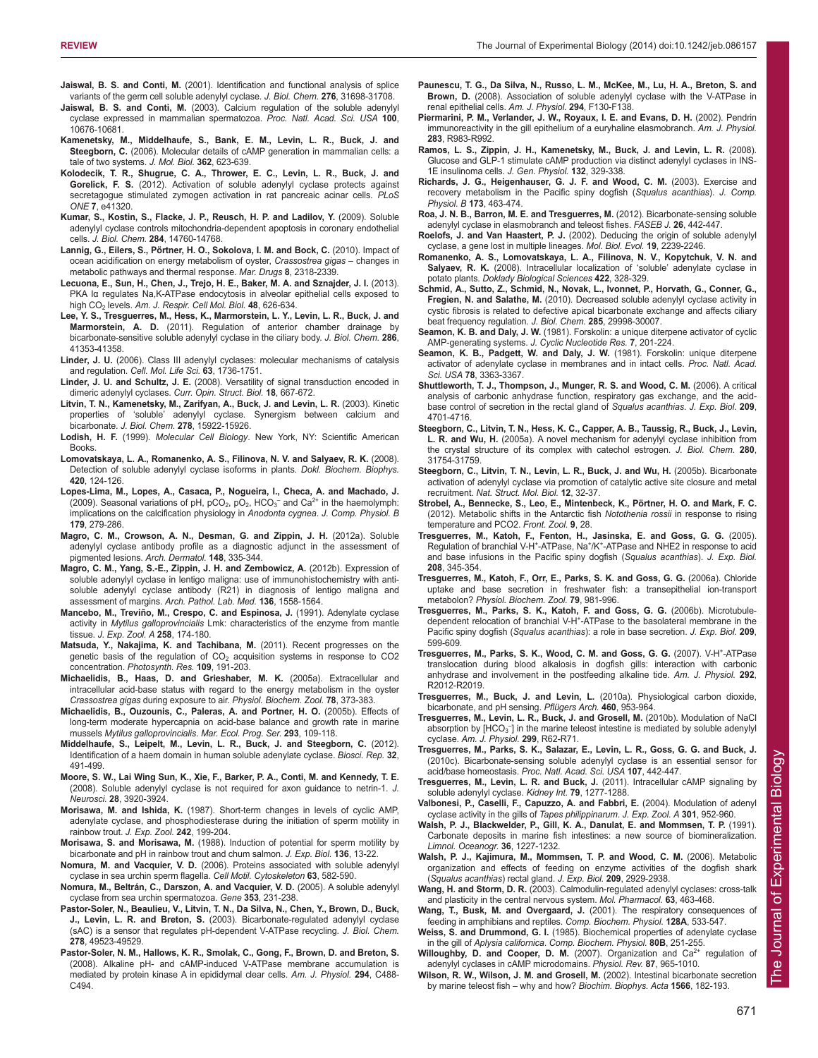**Jaiswal, B. S. and Conti, M.** (2001). Identification and functional analysis of splice variants of the germ cell soluble adenylyl cyclase. *J. Biol. Chem.* **276**, 31698-31708.

**Jaiswal, B. S. and Conti, M.** (2003). Calcium regulation of the soluble adenylyl cyclase expressed in mammalian spermatozoa. *Proc. Natl. Acad. Sci. USA* **100**, 10676-10681.

**Kamenetsky, M., Middelhaufe, S., Bank, E. M., Levin, L. R., Buck, J. and Steegborn, C.** (2006). Molecular details of cAMP generation in mammalian cells: a tale of two systems. *J. Mol. Biol.* **362**, 623-639.

**Kolodecik, T. R., Shugrue, C. A., Thrower, E. C., Levin, L. R., Buck, J. and Gorelick, F. S.** (2012). Activation of soluble adenylyl cyclase protects against secretagogue stimulated zymogen activation in rat pancreaic acinar cells. *PLoS ONE* **7**, e41320.

**Kumar, S., Kostin, S., Flacke, J. P., Reusch, H. P. and Ladilov, Y.** (2009). Soluble adenylyl cyclase controls mitochondria-dependent apoptosis in coronary endothelial cells. *J. Biol. Chem.* **284**, 14760-14768.

**Lannig, G., Eilers, S., Pörtner, H. O., Sokolova, I. M. and Bock, C.** (2010). Impact of ocean acidification on energy metabolism of oyster, *Crassostrea gigas* – changes in metabolic pathways and thermal response. *Mar. Drugs* **8**, 2318-2339.

**Lecuona, E., Sun, H., Chen, J., Trejo, H. E., Baker, M. A. and Sznajder, J. I.** (2013). PKA Iα regulates Na,K-ATPase endocytosis in alveolar epithelial cells exposed to high $CO_2$ levels. *Am. J. Respir. Cell Mol. Biol.* **48**, 626-634.

**Lee, Y. S., Tresguerres, M., Hess, K., Marmorstein, L. Y., Levin, L. R., Buck, J. and Marmorstein, A. D.** (2011). Regulation of anterior chamber drainage by bicarbonate-sensitive soluble adenylyl cyclase in the ciliary body. *J. Biol. Chem.* **286**, 41353-41358.

**Linder, J. U.** (2006). Class III adenylyl cyclases: molecular mechanisms of catalysis and regulation. *Cell. Mol. Life Sci.* **63**, 1736-1751.

**Linder, J. U. and Schultz, J. E.** (2008). Versatility of signal transduction encoded in dimeric adenylyl cyclases. *Curr. Opin. Struct. Biol.* **18**, 667-672.

**Litvin, T. N., Kamenetsky, M., Zarifyan, A., Buck, J. and Levin, L. R.** (2003). Kinetic properties of 'soluble' adenylyl cyclase. Synergism between calcium and bicarbonate. *J. Biol. Chem.* **278**, 15922-15926.

**Lodish, H. F.** (1999). *Molecular Cell Biology*. New York, NY: Scientific American Books.

**Lomovatskaya, L. A., Romanenko, A. S., Filinova, N. V. and Salyaev, R. K.** (2008). Detection of soluble adenylyl cyclase isoforms in plants. *Dokl. Biochem. Biophys.* **420**, 124-126.

**Lopes-Lima, M., Lopes, A., Casaca, P., Nogueira, I., Checa, A. and Machado, J.** (2009). Seasonal variations of pH, $pCO_2$, $pO_2$, $HCO_3^-$ and $Ca^{2+}$ in the haemolymph: implications on the calcification physiology in *Anodonta cygnea*. *J. Comp. Physiol. B* **179**, 279-286.

**Magro, C. M., Crowson, A. N., Desman, G. and Zippin, J. H.** (2012a). Soluble adenylyl cyclase antibody profile as a diagnostic adjunct in the assessment of pigmented lesions. *Arch. Dermatol.* **148**, 335-344.

**Magro, C. M., Yang, S.-E., Zippin, J. H. and Zembowicz, A.** (2012b). Expression of soluble adenylyl cyclase in lentigo maligna: use of immunohistochemistry with anti-soluble adenylyl cyclase antibody (R21) in diagnosis of lentigo maligna and assessment of margins. *Arch. Pathol. Lab. Med.* **136**, 1558-1564.

**Mancebo, M., Treviño, M., Crespo, C. and Espinosa, J.** (1991). Adenylate cyclase activity in *Mytilus galloprovincialis* Lmk: characteristics of the enzyme from mantle tissue. *J. Exp. Zool. A* **258**, 174-180.

**Matsuda, Y., Nakajima, K. and Tachibana, M.** (2011). Recent progresses on the genetic basis of the regulation of $CO_2$ acquisition systems in response to CO2 concentration. *Photosynth. Res.* **109**, 191-203.

**Michaelidis, B., Haas, D. and Grieshaber, M. K.** (2005a). Extracellular and intracellular acid-base status with regard to the energy metabolism in the oyster *Crassostrea gigas* during exposure to air. *Physiol. Biochem. Zool.* **78**, 373-383.

**Michaelidis, B., Ouzounis, C., Paleras, A. and Portner, H. O.** (2005b). Effects of long-term moderate hypercapnia on acid-base balance and growth rate in marine mussels *Mytilus galloprovincialis*. *Mar. Ecol. Prog. Ser.* **293**, 109-118.

**Middelhaufe, S., Leipelt, M., Levin, L. R., Buck, J. and Steegborn, C.** (2012). Identification of a haem domain in human soluble adenylate cyclase. *Biosci. Rep.* **32**, 491-499.

**Moore, S. W., Lai Wing Sun, K., Xie, F., Barker, P. A., Conti, M. and Kennedy, T. E.** (2008). Soluble adenylyl cyclase is not required for axon guidance to netrin-1. *J. Neurosci.* **28**, 3920-3924.

**Morisawa, M. and Ishida, K.** (1987). Short-term changes in levels of cyclic AMP, adenylate cyclase, and phosphodiesterase during the initiation of sperm motility in rainbow trout. *J. Exp. Zool.* **242**, 199-204.

**Morisawa, S. and Morisawa, M.** (1988). Induction of potential for sperm motility by bicarbonate and pH in rainbow trout and chum salmon. *J. Exp. Biol.* **136**, 13-22.

**Nomura, M. and Vacquier, V. D.** (2006). Proteins associated with soluble adenylyl cyclase in sea urchin sperm flagella. *Cell Motil. Cytoskeleton* **63**, 582-590.

**Nomura, M., Beltrán, C., Darszon, A. and Vacquier, V. D.** (2005). A soluble adenylyl cyclase from sea urchin spermatozoa. *Gene* **353**, 231-238.

**Pastor-Soler, N., Beaulieu, V., Litvin, T. N., Da Silva, N., Chen, Y., Brown, D., Buck, J., Levin, L. R. and Breton, S.** (2003). Bicarbonate-regulated adenylyl cyclase (sAC) is a sensor that regulates pH-dependent V-ATPase recycling. *J. Biol. Chem.* **278**, 49523-49529.

**Pastor-Soler, N. M., Hallows, K. R., Smolak, C., Gong, F., Brown, D. and Breton, S.** (2008). Alkaline pH- and cAMP-induced V-ATPase membrane accumulation is mediated by protein kinase A in epididymal clear cells. *Am. J. Physiol.* **294**, C488-C494.

**Paunescu, T. G., Da Silva, N., Russo, L. M., McKee, M., Lu, H. A., Breton, S. and Brown, D.** (2008). Association of soluble adenylyl cyclase with the V-ATPase in renal epithelial cells. *Am. J. Physiol.* **294**, F130-F138.

**Piermarini, P. M., Verlander, J. W., Royaux, I. E. and Evans, D. H.** (2002). Pendrin immunoreactivity in the gill epithelium of a euryhaline elasmobranch. *Am. J. Physiol.* **283**, R983-R992.

**Ramos, L. S., Zippin, J. H., Kamenetsky, M., Buck, J. and Levin, L. R.** (2008). Glucose and GLP-1 stimulate cAMP production via distinct adenylyl cyclases in INS-1E insulinoma cells. *J. Gen. Physiol.* **132**, 329-338.

**Richards, J. G., Heigenhauser, G. J. F. and Wood, C. M.** (2003). Exercise and recovery metabolism in the Pacific spiny dogfish (*Squalus acanthias*). *J. Comp. Physiol. B* **173**, 463-474.

**Roa, J. N. B., Barron, M. E. and Tresguerres, M.** (2012). Bicarbonate-sensing soluble adenylyl cyclase in elasmobranch and teleost fishes. *FASEB J.* **26**, 442-447.

**Roelofs, J. and Van Haastert, P. J.** (2002). Deducing the origin of soluble adenylyl cyclase, a gene lost in multiple lineages. *Mol. Biol. Evol.* **19**, 2239-2246.

**Romanenko, A. S., Lomovatskaya, L. A., Filinova, N. V., Kopytchuk, V. N. and Salyaev, R. K.** (2008). Intracellular localization of 'soluble' adenylate cyclase in potato plants. *Doklady Biological Sciences* **422**, 328-329.

**Schmid, A., Sutto, Z., Schmid, N., Novak, L., Ivonnet, P., Horvath, G., Conner, G., Fregien, N. and Salathe, M.** (2010). Decreased soluble adenylyl cyclase activity in cystic fibrosis is related to defective apical bicarbonate exchange and affects ciliary beat frequency regulation. *J. Biol. Chem.* **285**, 29998-30007.

**Seamon, K. B. and Daly, J. W.** (1981). Forskolin: a unique diterpene activator of cyclic AMP-generating systems. *J. Cyclic Nucleotide Res.* **7**, 201-224.

**Seamon, K. B., Padgett, W. and Daly, J. W.** (1981). Forskolin: unique diterpene activator of adenylate cyclase in membranes and in intact cells. *Proc. Natl. Acad. Sci. USA* **78**, 3363-3367.

**Shuttleworth, T. J., Thompson, J., Munger, R. S. and Wood, C. M.** (2006). A critical analysis of carbonic anhydrase function, respiratory gas exchange, and the acid-base control of secretion in the rectal gland of *Squalus acanthias*. *J. Exp. Biol.* **209**, 4701-4716.

**Steegborn, C., Litvin, T. N., Hess, K. C., Capper, A. B., Taussig, R., Buck, J., Levin, L. R. and Wu, H.** (2005a). A novel mechanism for adenylyl cyclase inhibition from the crystal structure of its complex with catechol estrogen. *J. Biol. Chem.* **280**, 31754-31759.

**Steegborn, C., Litvin, T. N., Levin, L. R., Buck, J. and Wu, H.** (2005b). Bicarbonate activation of adenylyl cyclase via promotion of catalytic active site closure and metal recruitment. *Nat. Struct. Mol. Biol.* **12**, 32-37.

**Strobel, A., Bennecke, S., Leo, E., Mintenbeck, K., Pörtner, H. O. and Mark, F. C.** (2012). Metabolic shifts in the Antarctic fish *Notothenia rossii* in response to rising temperature and PCO2. *Front. Zool.* **9**, 28.

**Tresguerres, M., Katoh, F., Fenton, H., Jasinska, E. and Goss, G. G.** (2005). Regulation of branchial V-$H^+$-ATPase, $Na^+/K^+$-ATPase and NHE2 in response to acid and base infusions in the Pacific spiny dogfish (*Squalus acanthias*). *J. Exp. Biol.* **208**, 345-354.

**Tresguerres, M., Katoh, F., Orr, E., Parks, S. K. and Goss, G. G.** (2006a). Chloride uptake and base secretion in freshwater fish: a transepithelial ion-transport metabolon? *Physiol. Biochem. Zool.* **79**, 981-996.

**Tresguerres, M., Parks, S. K., Katoh, F. and Goss, G. G.** (2006b). Microtubule-dependent relocation of branchial V-$H^+$-ATPase to the basolateral membrane in the Pacific spiny dogfish (*Squalus acanthias*): a role in base secretion. *J. Exp. Biol.* **209**, 599-609.

**Tresguerres, M., Parks, S. K., Wood, C. M. and Goss, G. G.** (2007). V-$H^+$-ATPase translocation during blood alkalosis in dogfish gills: interaction with carbonic anhydrase and involvement in the postfeeding alkaline tide. *Am. J. Physiol.* **292**, R2012-R2019.

**Tresguerres, M., Buck, J. and Levin, L.** (2010a). Physiological carbon dioxide, bicarbonate, and pH sensing. *Pflügers Arch.* **460**, 953-964.

**Tresguerres, M., Levin, L. R., Buck, J. and Grosell, M.** (2010b). Modulation of NaCl absorption by [$HCO_3^-$] in the marine teleost intestine is mediated by soluble adenylyl cyclase. *Am. J. Physiol.* **299**, R62-R71.

**Tresguerres, M., Parks, S. K., Salazar, E., Levin, L. R., Goss, G. G. and Buck, J.** (2010c). Bicarbonate-sensing soluble adenylyl cyclase is an essential sensor for acid/base homeostasis. *Proc. Natl. Acad. Sci. USA* **107**, 442-447.

**Tresguerres, M., Levin, L. R. and Buck, J.** (2011). Intracellular cAMP signaling by soluble adenylyl cyclase. *Kidney Int.* **79**, 1277-1288.

**Valbonesi, P., Caselli, F., Capuzzo, A. and Fabbri, E.** (2004). Modulation of adenyl cyclase activity in the gills of *Tapes philippinarum*. *J. Exp. Zool. A* **301**, 952-960.

**Walsh, P. J., Blackwelder, P., Gill, K. A., Danulat, E. and Mommsen, T. P.** (1991). Carbonate deposits in marine fish intestines: a new source of biomineralization. *Limnol. Oceanogr.* **36**, 1227-1232.

**Walsh, P. J., Kajimura, M., Mommsen, T. P. and Wood, C. M.** (2006). Metabolic organization and effects of feeding on enzyme activities of the dogfish shark (*Squalus acanthias*) rectal gland. *J. Exp. Biol.* **209**, 2929-2938.

**Wang, H. and Storm, D. R.** (2003). Calmodulin-regulated adenylyl cyclases: cross-talk and plasticity in the central nervous system. *Mol. Pharmacol.* **63**, 463-468.

**Wang, T., Busk, M. and Overgaard, J.** (2001). The respiratory consequences of feeding in amphibians and reptiles. *Comp. Biochem. Physiol.* **128A**, 533-547.

**Weiss, S. and Drummond, G. I.** (1985). Biochemical properties of adenylate cyclase in the gill of *Aplysia californica*. *Comp. Biochem. Physiol.* **80B**, 251-255.

**Willoughby, D. and Cooper, D. M.** (2007). Organization and $Ca^{2+}$ regulation of adenylyl cyclases in cAMP microdomains. *Physiol. Rev.* **87**, 965-1010.

**Wilson, R. W., Wilson, J. M. and Grosell, M.** (2002). Intestinal bicarbonate secretion by marine teleost fish – why and how? *Biochim. Biophys. Acta* **1566**, 182-193.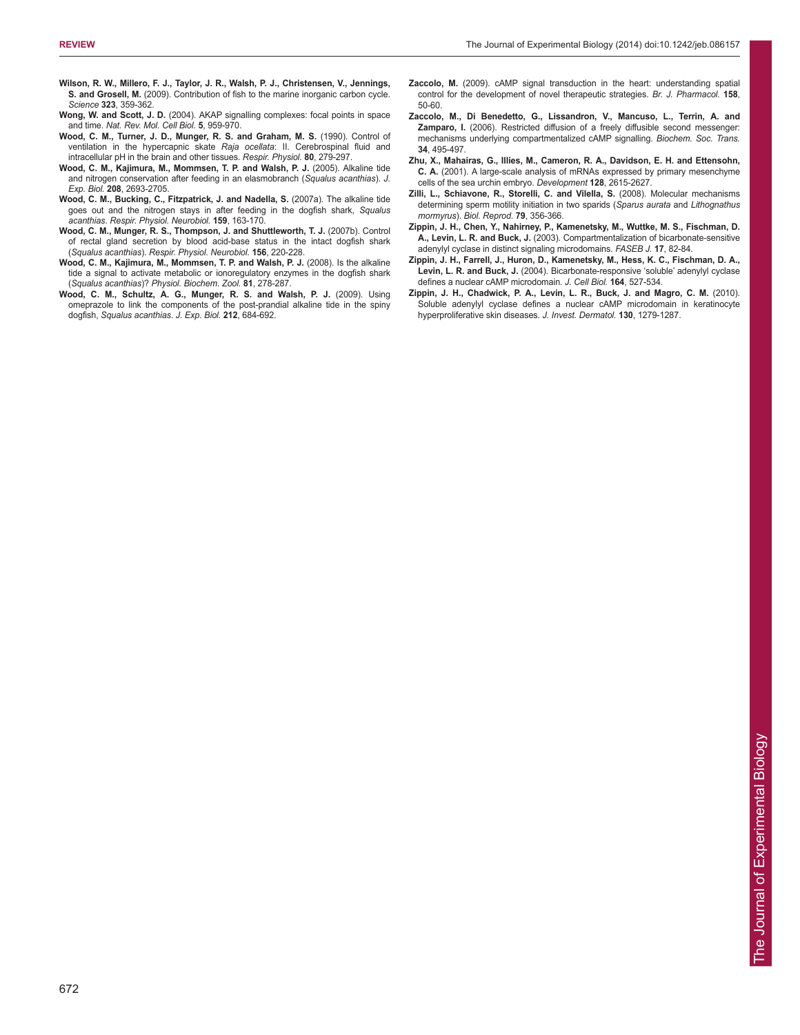**Wilson, R. W., Millero, F. J., Taylor, J. R., Walsh, P. J., Christensen, V., Jennings, S. and Grosell, M.** (2009). Contribution of fish to the marine inorganic carbon cycle. *Science* **323**, 359-362.

**Wong, W. and Scott, J. D.** (2004). AKAP signalling complexes: focal points in space and time. *Nat. Rev. Mol. Cell Biol.* **5**, 959-970.

**Wood, C. M., Turner, J. D., Munger, R. S. and Graham, M. S.** (1990). Control of ventilation in the hypercapnic skate *Raja ocellata*: II. Cerebrospinal fluid and intracellular pH in the brain and other tissues. *Respir. Physiol.* **80**, 279-297.

**Wood, C. M., Kajimura, M., Mommsen, T. P. and Walsh, P. J.** (2005). Alkaline tide and nitrogen conservation after feeding in an elasmobranch (*Squalus acanthias*). *J. Exp. Biol.* **208**, 2693-2705.

**Wood, C. M., Bucking, C., Fitzpatrick, J. and Nadella, S.** (2007a). The alkaline tide goes out and the nitrogen stays in after feeding in the dogfish shark, *Squalus acanthias*. *Respir. Physiol. Neurobiol.* **159**, 163-170.

**Wood, C. M., Munger, R. S., Thompson, J. and Shuttleworth, T. J.** (2007b). Control of rectal gland secretion by blood acid-base status in the intact dogfish shark (*Squalus acanthias*). *Respir. Physiol. Neurobiol.* **156**, 220-228.

**Wood, C. M., Kajimura, M., Mommsen, T. P. and Walsh, P. J.** (2008). Is the alkaline tide a signal to activate metabolic or ionoregulatory enzymes in the dogfish shark (*Squalus acanthias*)? *Physiol. Biochem. Zool.* **81**, 278-287.

**Wood, C. M., Schultz, A. G., Munger, R. S. and Walsh, P. J.** (2009). Using omeprazole to link the components of the post-prandial alkaline tide in the spiny dogfish, *Squalus acanthias*. *J. Exp. Biol.* **212**, 684-692.

**Zaccolo, M.** (2009). cAMP signal transduction in the heart: understanding spatial control for the development of novel therapeutic strategies. *Br. J. Pharmacol.* **158**, 50-60.

**Zaccolo, M., Di Benedetto, G., Lissandron, V., Mancuso, L., Terrin, A. and Zamparo, I.** (2006). Restricted diffusion of a freely diffusible second messenger: mechanisms underlying compartmentalized cAMP signalling. *Biochem. Soc. Trans.* **34**, 495-497.

**Zhu, X., Mahairas, G., Illies, M., Cameron, R. A., Davidson, E. H. and Ettensohn, C. A.** (2001). A large-scale analysis of mRNAs expressed by primary mesenchyme cells of the sea urchin embryo. *Development* **128**, 2615-2627.

**Zilli, L., Schiavone, R., Storelli, C. and Vilella, S.** (2008). Molecular mechanisms determining sperm motility initiation in two sparids (*Sparus aurata* and *Lithognathus mormyrus*). *Biol. Reprod.* **79**, 356-366.

**Zippin, J. H., Chen, Y., Nahirney, P., Kamenetsky, M., Wuttke, M. S., Fischman, D. A., Levin, L. R. and Buck, J.** (2003). Compartmentalization of bicarbonate-sensitive adenylyl cyclase in distinct signaling microdomains. *FASEB J.* **17**, 82-84.

**Zippin, J. H., Farrell, J., Huron, D., Kamenetsky, M., Hess, K. C., Fischman, D. A., Levin, L. R. and Buck, J.** (2004). Bicarbonate-responsive 'soluble' adenylyl cyclase defines a nuclear cAMP microdomain. *J. Cell Biol.* **164**, 527-534.

**Zippin, J. H., Chadwick, P. A., Levin, L. R., Buck, J. and Magro, C. M.** (2010). Soluble adenylyl cyclase defines a nuclear cAMP microdomain in keratinocyte hyperproliferative skin diseases. *J. Invest. Dermatol.* **130**, 1279-1287.